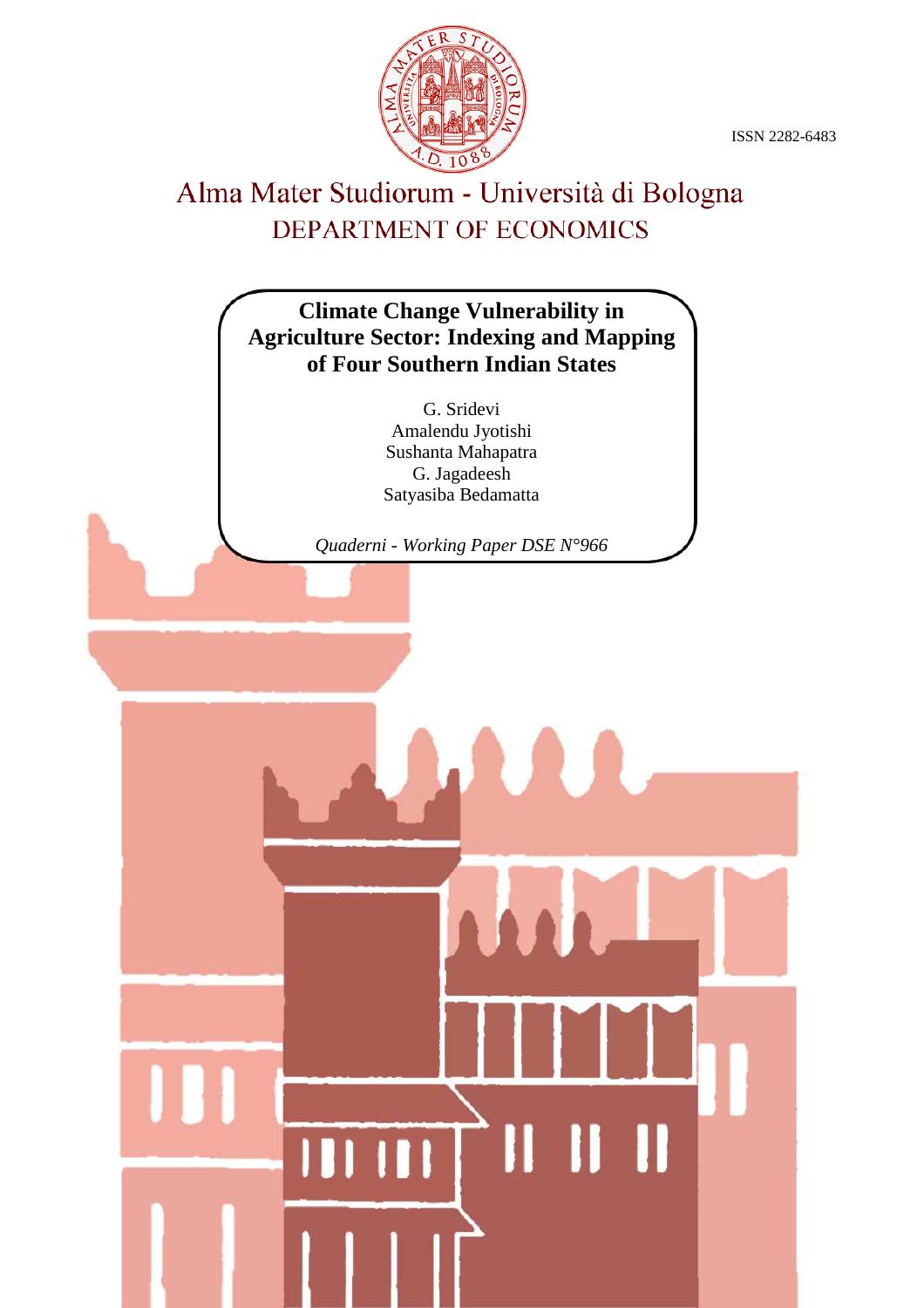ISSN 2282-6483

Alma Mater Studiorum - Università di Bologna
DEPARTMENT OF ECONOMICS

# Climate Change Vulnerability in Agriculture Sector: Indexing and Mapping of Four Southern Indian States

G. Sridevi
Amalendu Jyotishi
Sushanta Mahapatra
G. Jagadeesh
Satyasiba Bedamatta

*Quaderni - Working Paper DSE N°966*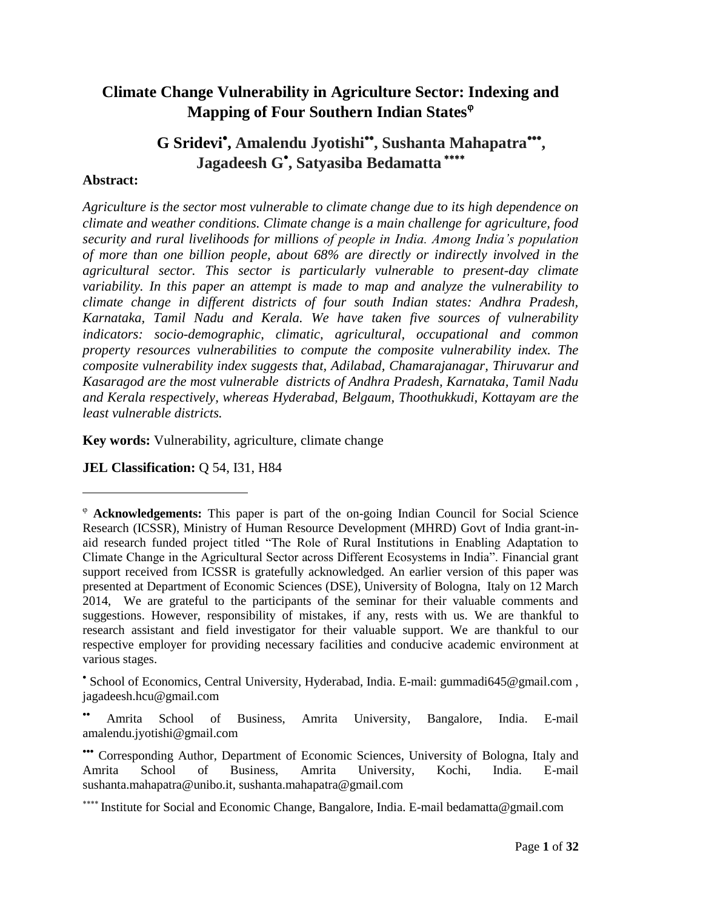# Climate Change Vulnerability in Agriculture Sector: Indexing and Mapping of Four Southern Indian States[φ]

**G Sridevi[•], Amalendu Jyotishi[••], Sushanta Mahapatra[•••], Jagadeesh G[•], Satyasiba Bedamatta[****]**

**Abstract:**

*Agriculture is the sector most vulnerable to climate change due to its high dependence on climate and weather conditions. Climate change is a main challenge for agriculture, food security and rural livelihoods for millions of people in India. Among India's population of more than one billion people, about 68% are directly or indirectly involved in the agricultural sector. This sector is particularly vulnerable to present-day climate variability. In this paper an attempt is made to map and analyze the vulnerability to climate change in different districts of four south Indian states: Andhra Pradesh, Karnataka, Tamil Nadu and Kerala. We have taken five sources of vulnerability indicators: socio-demographic, climatic, agricultural, occupational and common property resources vulnerabilities to compute the composite vulnerability index. The composite vulnerability index suggests that, Adilabad, Chamarajanagar, Thiruvarur and Kasaragod are the most vulnerable districts of Andhra Pradesh, Karnataka, Tamil Nadu and Kerala respectively, whereas Hyderabad, Belgaum, Thoothukkudi, Kottayam are the least vulnerable districts.*

**Key words:** Vulnerability, agriculture, climate change

**JEL Classification:** Q 54, I31, H84

---

[φ] **Acknowledgements:** This paper is part of the on-going Indian Council for Social Science Research (ICSSR), Ministry of Human Resource Development (MHRD) Govt of India grant-in-aid research funded project titled "The Role of Rural Institutions in Enabling Adaptation to Climate Change in the Agricultural Sector across Different Ecosystems in India". Financial grant support received from ICSSR is gratefully acknowledged. An earlier version of this paper was presented at Department of Economic Sciences (DSE), University of Bologna, Italy on 12 March 2014, We are grateful to the participants of the seminar for their valuable comments and suggestions. However, responsibility of mistakes, if any, rests with us. We are thankful to research assistant and field investigator for their valuable support. We are thankful to our respective employer for providing necessary facilities and conducive academic environment at various stages.

[•] School of Economics, Central University, Hyderabad, India. E-mail: gummadi645@gmail.com , jagadeesh.hcu@gmail.com

[••] Amrita School of Business, Amrita University, Bangalore, India. E-mail amalendu.jyotishi@gmail.com

[•••] Corresponding Author, Department of Economic Sciences, University of Bologna, Italy and Amrita School of Business, Amrita University, Kochi, India. E-mail sushanta.mahapatra@unibo.it, sushanta.mahapatra@gmail.com

[****] Institute for Social and Economic Change, Bangalore, India. E-mail bedamatta@gmail.com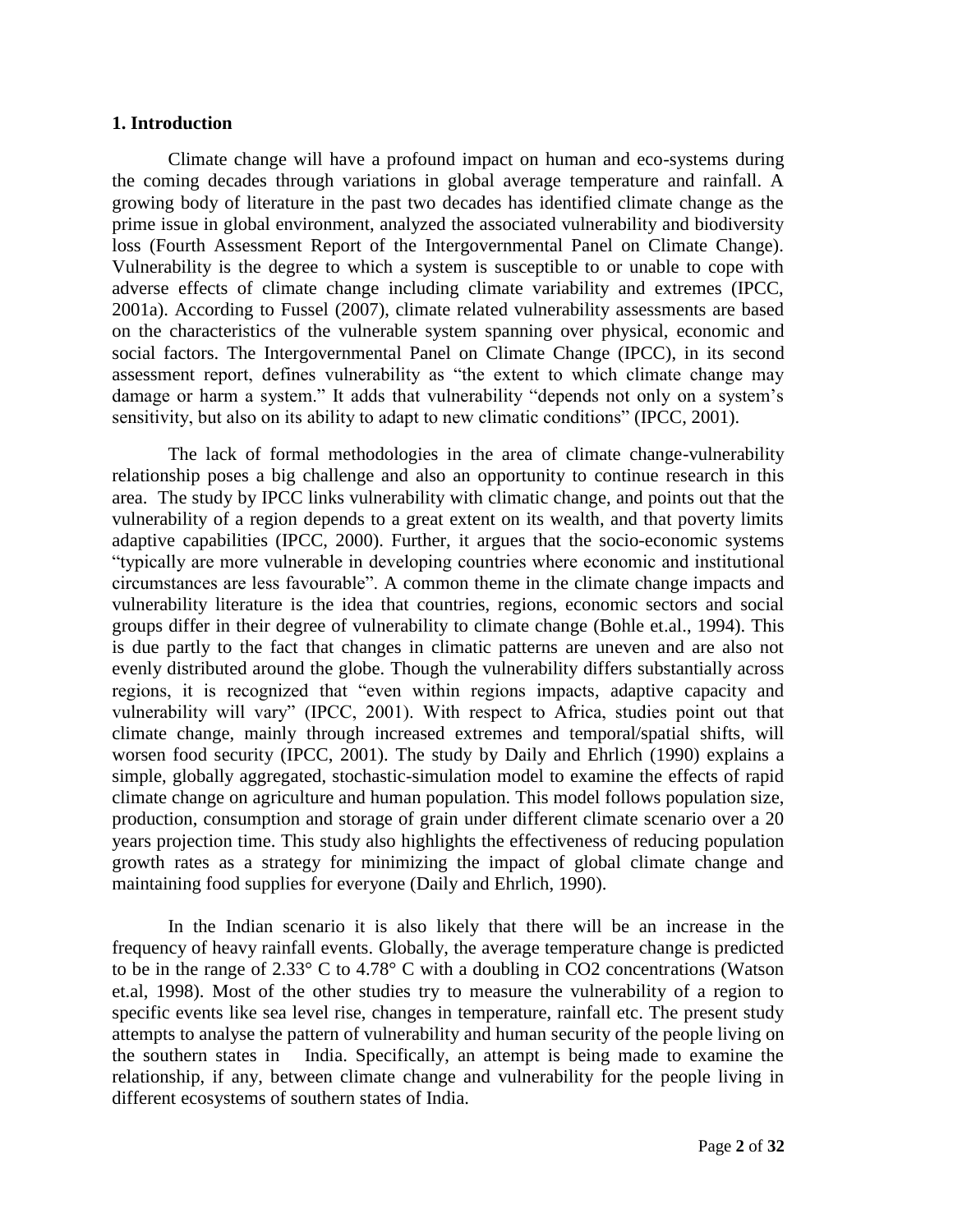## 1. Introduction

Climate change will have a profound impact on human and eco-systems during the coming decades through variations in global average temperature and rainfall. A growing body of literature in the past two decades has identified climate change as the prime issue in global environment, analyzed the associated vulnerability and biodiversity loss (Fourth Assessment Report of the Intergovernmental Panel on Climate Change). Vulnerability is the degree to which a system is susceptible to or unable to cope with adverse effects of climate change including climate variability and extremes (IPCC, 2001a). According to Fussel (2007), climate related vulnerability assessments are based on the characteristics of the vulnerable system spanning over physical, economic and social factors. The Intergovernmental Panel on Climate Change (IPCC), in its second assessment report, defines vulnerability as "the extent to which climate change may damage or harm a system." It adds that vulnerability "depends not only on a system's sensitivity, but also on its ability to adapt to new climatic conditions" (IPCC, 2001).

The lack of formal methodologies in the area of climate change-vulnerability relationship poses a big challenge and also an opportunity to continue research in this area. The study by IPCC links vulnerability with climatic change, and points out that the vulnerability of a region depends to a great extent on its wealth, and that poverty limits adaptive capabilities (IPCC, 2000). Further, it argues that the socio-economic systems "typically are more vulnerable in developing countries where economic and institutional circumstances are less favourable". A common theme in the climate change impacts and vulnerability literature is the idea that countries, regions, economic sectors and social groups differ in their degree of vulnerability to climate change (Bohle et.al., 1994). This is due partly to the fact that changes in climatic patterns are uneven and are also not evenly distributed around the globe. Though the vulnerability differs substantially across regions, it is recognized that "even within regions impacts, adaptive capacity and vulnerability will vary" (IPCC, 2001). With respect to Africa, studies point out that climate change, mainly through increased extremes and temporal/spatial shifts, will worsen food security (IPCC, 2001). The study by Daily and Ehrlich (1990) explains a simple, globally aggregated, stochastic-simulation model to examine the effects of rapid climate change on agriculture and human population. This model follows population size, production, consumption and storage of grain under different climate scenario over a 20 years projection time. This study also highlights the effectiveness of reducing population growth rates as a strategy for minimizing the impact of global climate change and maintaining food supplies for everyone (Daily and Ehrlich, 1990).

In the Indian scenario it is also likely that there will be an increase in the frequency of heavy rainfall events. Globally, the average temperature change is predicted to be in the range of 2.33° C to 4.78° C with a doubling in $CO_2$ concentrations (Watson et.al, 1998). Most of the other studies try to measure the vulnerability of a region to specific events like sea level rise, changes in temperature, rainfall etc. The present study attempts to analyse the pattern of vulnerability and human security of the people living on the southern states in India. Specifically, an attempt is being made to examine the relationship, if any, between climate change and vulnerability for the people living in different ecosystems of southern states of India.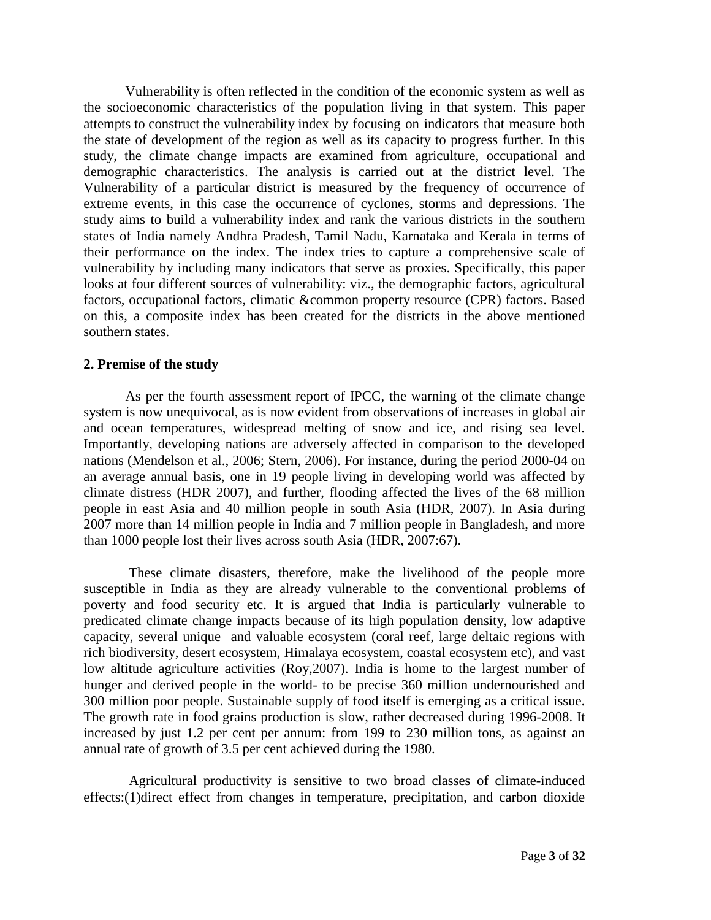Vulnerability is often reflected in the condition of the economic system as well as the socioeconomic characteristics of the population living in that system. This paper attempts to construct the vulnerability index by focusing on indicators that measure both the state of development of the region as well as its capacity to progress further. In this study, the climate change impacts are examined from agriculture, occupational and demographic characteristics. The analysis is carried out at the district level. The Vulnerability of a particular district is measured by the frequency of occurrence of extreme events, in this case the occurrence of cyclones, storms and depressions. The study aims to build a vulnerability index and rank the various districts in the southern states of India namely Andhra Pradesh, Tamil Nadu, Karnataka and Kerala in terms of their performance on the index. The index tries to capture a comprehensive scale of vulnerability by including many indicators that serve as proxies. Specifically, this paper looks at four different sources of vulnerability: viz., the demographic factors, agricultural factors, occupational factors, climatic &common property resource (CPR) factors. Based on this, a composite index has been created for the districts in the above mentioned southern states.

**2. Premise of the study**

As per the fourth assessment report of IPCC, the warning of the climate change system is now unequivocal, as is now evident from observations of increases in global air and ocean temperatures, widespread melting of snow and ice, and rising sea level. Importantly, developing nations are adversely affected in comparison to the developed nations (Mendelson et al., 2006; Stern, 2006). For instance, during the period 2000-04 on an average annual basis, one in 19 people living in developing world was affected by climate distress (HDR 2007), and further, flooding affected the lives of the 68 million people in east Asia and 40 million people in south Asia (HDR, 2007). In Asia during 2007 more than 14 million people in India and 7 million people in Bangladesh, and more than 1000 people lost their lives across south Asia (HDR, 2007:67).

These climate disasters, therefore, make the livelihood of the people more susceptible in India as they are already vulnerable to the conventional problems of poverty and food security etc. It is argued that India is particularly vulnerable to predicated climate change impacts because of its high population density, low adaptive capacity, several unique and valuable ecosystem (coral reef, large deltaic regions with rich biodiversity, desert ecosystem, Himalaya ecosystem, coastal ecosystem etc), and vast low altitude agriculture activities (Roy,2007). India is home to the largest number of hunger and derived people in the world- to be precise 360 million undernourished and 300 million poor people. Sustainable supply of food itself is emerging as a critical issue. The growth rate in food grains production is slow, rather decreased during 1996-2008. It increased by just 1.2 per cent per annum: from 199 to 230 million tons, as against an annual rate of growth of 3.5 per cent achieved during the 1980.

Agricultural productivity is sensitive to two broad classes of climate-induced effects:(1)direct effect from changes in temperature, precipitation, and carbon dioxide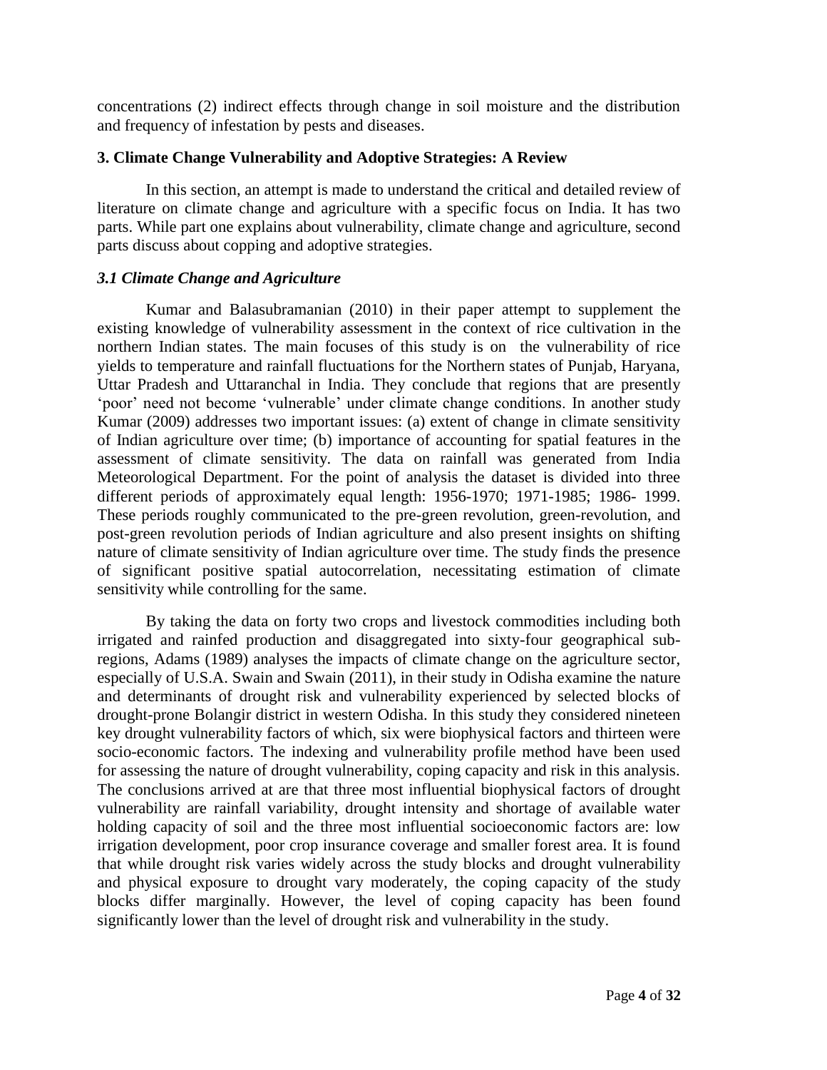concentrations (2) indirect effects through change in soil moisture and the distribution and frequency of infestation by pests and diseases.

### 3. Climate Change Vulnerability and Adoptive Strategies: A Review

In this section, an attempt is made to understand the critical and detailed review of literature on climate change and agriculture with a specific focus on India. It has two parts. While part one explains about vulnerability, climate change and agriculture, second parts discuss about copping and adoptive strategies.

### *3.1 Climate Change and Agriculture*

Kumar and Balasubramanian (2010) in their paper attempt to supplement the existing knowledge of vulnerability assessment in the context of rice cultivation in the northern Indian states. The main focuses of this study is on the vulnerability of rice yields to temperature and rainfall fluctuations for the Northern states of Punjab, Haryana, Uttar Pradesh and Uttaranchal in India. They conclude that regions that are presently 'poor' need not become 'vulnerable' under climate change conditions. In another study Kumar (2009) addresses two important issues: (a) extent of change in climate sensitivity of Indian agriculture over time; (b) importance of accounting for spatial features in the assessment of climate sensitivity. The data on rainfall was generated from India Meteorological Department. For the point of analysis the dataset is divided into three different periods of approximately equal length: 1956-1970; 1971-1985; 1986- 1999. These periods roughly communicated to the pre-green revolution, green-revolution, and post-green revolution periods of Indian agriculture and also present insights on shifting nature of climate sensitivity of Indian agriculture over time. The study finds the presence of significant positive spatial autocorrelation, necessitating estimation of climate sensitivity while controlling for the same.

By taking the data on forty two crops and livestock commodities including both irrigated and rainfed production and disaggregated into sixty-four geographical sub-regions, Adams (1989) analyses the impacts of climate change on the agriculture sector, especially of U.S.A. Swain and Swain (2011), in their study in Odisha examine the nature and determinants of drought risk and vulnerability experienced by selected blocks of drought-prone Bolangir district in western Odisha. In this study they considered nineteen key drought vulnerability factors of which, six were biophysical factors and thirteen were socio-economic factors. The indexing and vulnerability profile method have been used for assessing the nature of drought vulnerability, coping capacity and risk in this analysis. The conclusions arrived at are that three most influential biophysical factors of drought vulnerability are rainfall variability, drought intensity and shortage of available water holding capacity of soil and the three most influential socioeconomic factors are: low irrigation development, poor crop insurance coverage and smaller forest area. It is found that while drought risk varies widely across the study blocks and drought vulnerability and physical exposure to drought vary moderately, the coping capacity of the study blocks differ marginally. However, the level of coping capacity has been found significantly lower than the level of drought risk and vulnerability in the study.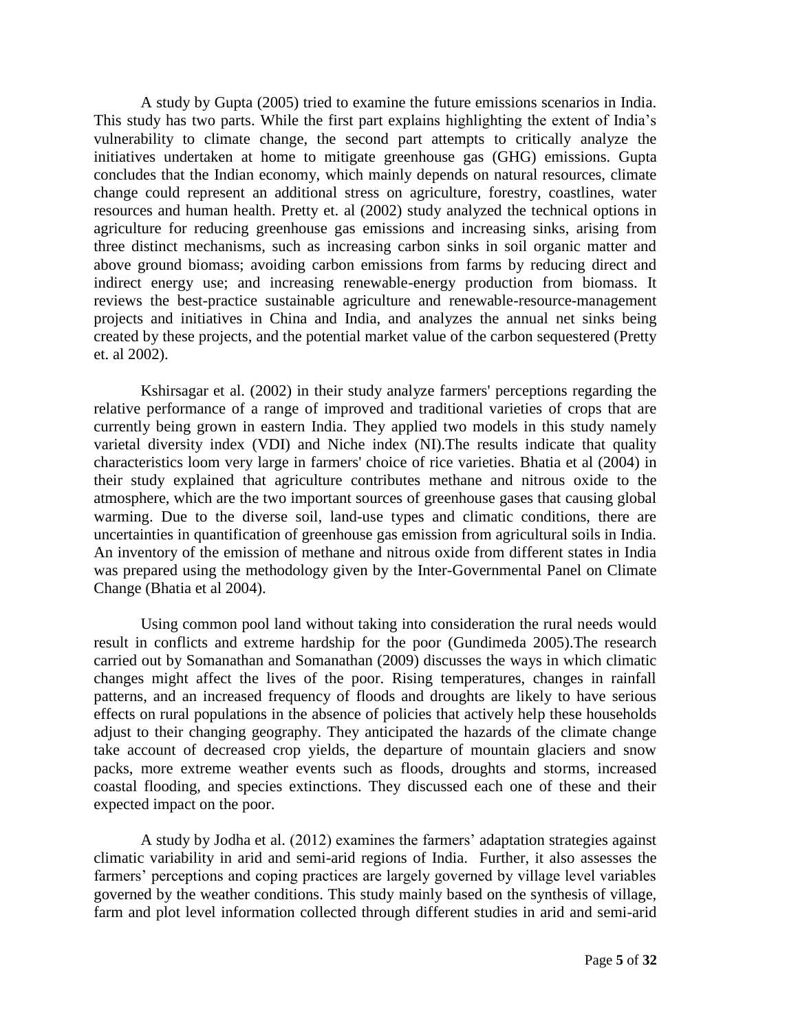A study by Gupta (2005) tried to examine the future emissions scenarios in India. This study has two parts. While the first part explains highlighting the extent of India's vulnerability to climate change, the second part attempts to critically analyze the initiatives undertaken at home to mitigate greenhouse gas (GHG) emissions. Gupta concludes that the Indian economy, which mainly depends on natural resources, climate change could represent an additional stress on agriculture, forestry, coastlines, water resources and human health. Pretty et. al (2002) study analyzed the technical options in agriculture for reducing greenhouse gas emissions and increasing sinks, arising from three distinct mechanisms, such as increasing carbon sinks in soil organic matter and above ground biomass; avoiding carbon emissions from farms by reducing direct and indirect energy use; and increasing renewable-energy production from biomass. It reviews the best-practice sustainable agriculture and renewable-resource-management projects and initiatives in China and India, and analyzes the annual net sinks being created by these projects, and the potential market value of the carbon sequestered (Pretty et. al 2002).

Kshirsagar et al. (2002) in their study analyze farmers' perceptions regarding the relative performance of a range of improved and traditional varieties of crops that are currently being grown in eastern India. They applied two models in this study namely varietal diversity index (VDI) and Niche index (NI).The results indicate that quality characteristics loom very large in farmers' choice of rice varieties. Bhatia et al (2004) in their study explained that agriculture contributes methane and nitrous oxide to the atmosphere, which are the two important sources of greenhouse gases that causing global warming. Due to the diverse soil, land-use types and climatic conditions, there are uncertainties in quantification of greenhouse gas emission from agricultural soils in India. An inventory of the emission of methane and nitrous oxide from different states in India was prepared using the methodology given by the Inter-Governmental Panel on Climate Change (Bhatia et al 2004).

Using common pool land without taking into consideration the rural needs would result in conflicts and extreme hardship for the poor (Gundimeda 2005).The research carried out by Somanathan and Somanathan (2009) discusses the ways in which climatic changes might affect the lives of the poor. Rising temperatures, changes in rainfall patterns, and an increased frequency of floods and droughts are likely to have serious effects on rural populations in the absence of policies that actively help these households adjust to their changing geography. They anticipated the hazards of the climate change take account of decreased crop yields, the departure of mountain glaciers and snow packs, more extreme weather events such as floods, droughts and storms, increased coastal flooding, and species extinctions. They discussed each one of these and their expected impact on the poor.

A study by Jodha et al. (2012) examines the farmers' adaptation strategies against climatic variability in arid and semi-arid regions of India. Further, it also assesses the farmers' perceptions and coping practices are largely governed by village level variables governed by the weather conditions. This study mainly based on the synthesis of village, farm and plot level information collected through different studies in arid and semi-arid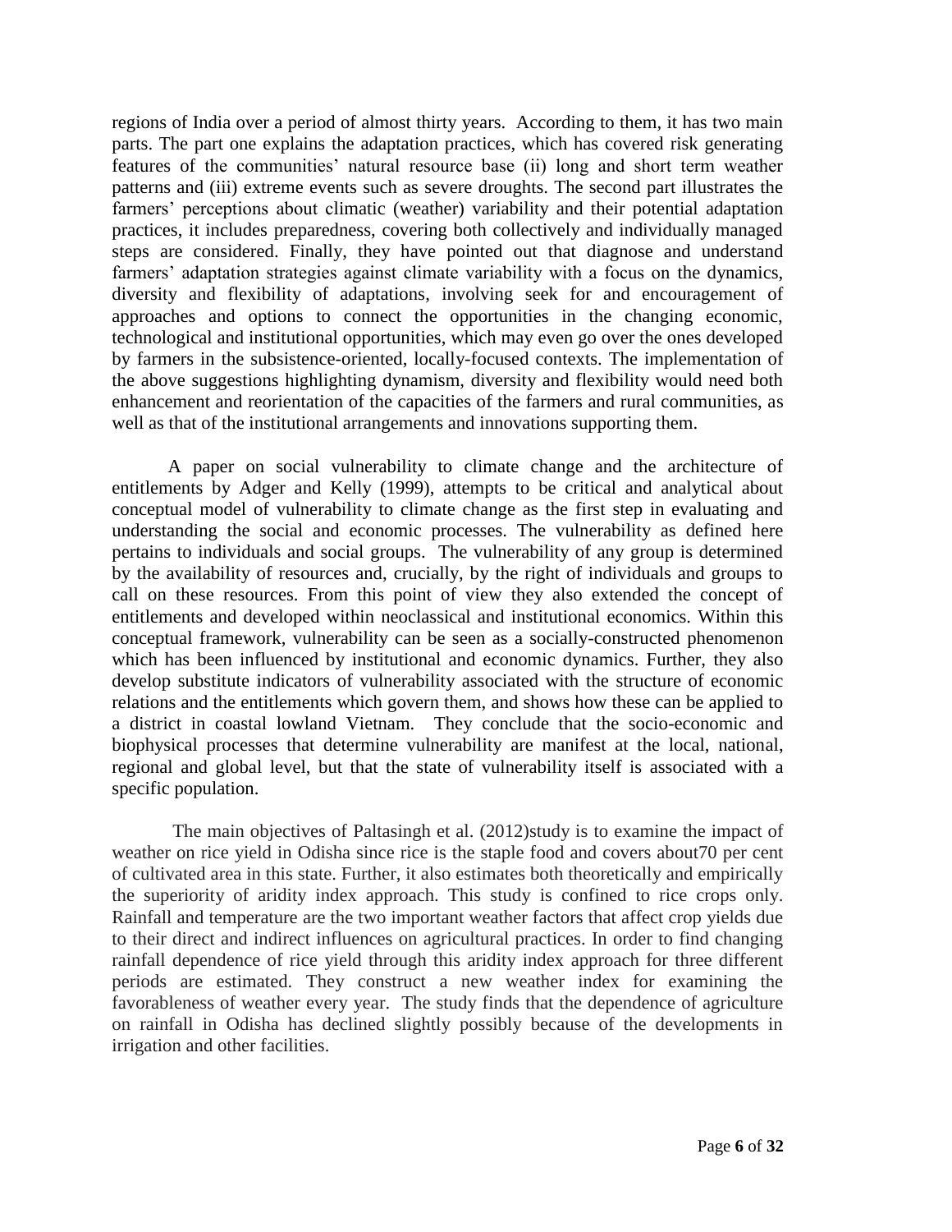regions of India over a period of almost thirty years. According to them, it has two main parts. The part one explains the adaptation practices, which has covered risk generating features of the communities' natural resource base (ii) long and short term weather patterns and (iii) extreme events such as severe droughts. The second part illustrates the farmers' perceptions about climatic (weather) variability and their potential adaptation practices, it includes preparedness, covering both collectively and individually managed steps are considered. Finally, they have pointed out that diagnose and understand farmers' adaptation strategies against climate variability with a focus on the dynamics, diversity and flexibility of adaptations, involving seek for and encouragement of approaches and options to connect the opportunities in the changing economic, technological and institutional opportunities, which may even go over the ones developed by farmers in the subsistence-oriented, locally-focused contexts. The implementation of the above suggestions highlighting dynamism, diversity and flexibility would need both enhancement and reorientation of the capacities of the farmers and rural communities, as well as that of the institutional arrangements and innovations supporting them.

A paper on social vulnerability to climate change and the architecture of entitlements by Adger and Kelly (1999), attempts to be critical and analytical about conceptual model of vulnerability to climate change as the first step in evaluating and understanding the social and economic processes. The vulnerability as defined here pertains to individuals and social groups. The vulnerability of any group is determined by the availability of resources and, crucially, by the right of individuals and groups to call on these resources. From this point of view they also extended the concept of entitlements and developed within neoclassical and institutional economics. Within this conceptual framework, vulnerability can be seen as a socially-constructed phenomenon which has been influenced by institutional and economic dynamics. Further, they also develop substitute indicators of vulnerability associated with the structure of economic relations and the entitlements which govern them, and shows how these can be applied to a district in coastal lowland Vietnam. They conclude that the socio-economic and biophysical processes that determine vulnerability are manifest at the local, national, regional and global level, but that the state of vulnerability itself is associated with a specific population.

The main objectives of Paltasingh et al. (2012)study is to examine the impact of weather on rice yield in Odisha since rice is the staple food and covers about70 per cent of cultivated area in this state. Further, it also estimates both theoretically and empirically the superiority of aridity index approach. This study is confined to rice crops only. Rainfall and temperature are the two important weather factors that affect crop yields due to their direct and indirect influences on agricultural practices. In order to find changing rainfall dependence of rice yield through this aridity index approach for three different periods are estimated. They construct a new weather index for examining the favorableness of weather every year. The study finds that the dependence of agriculture on rainfall in Odisha has declined slightly possibly because of the developments in irrigation and other facilities.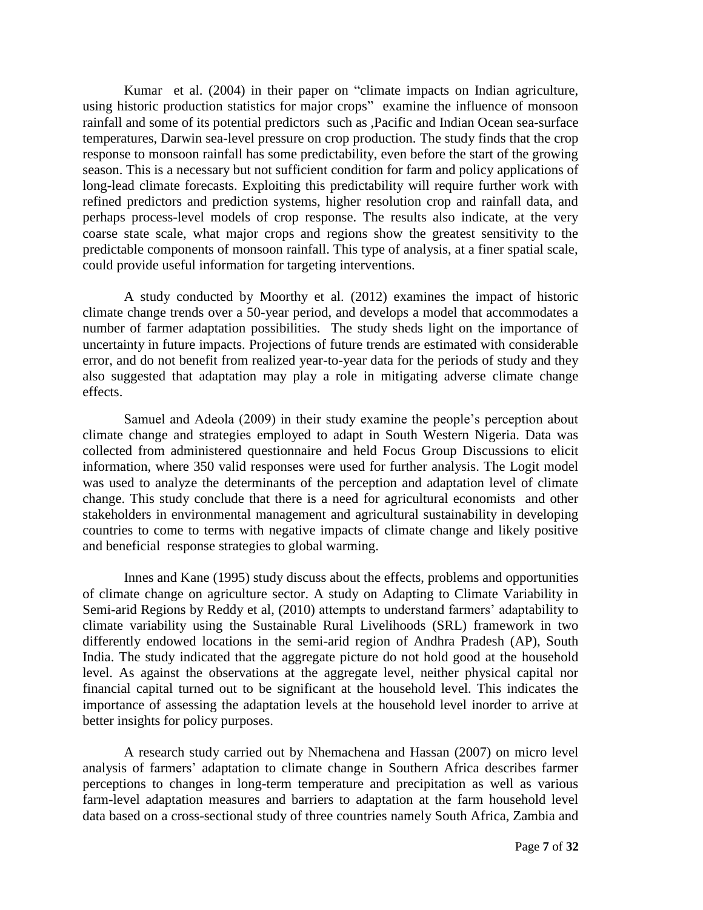Kumar et al. (2004) in their paper on "climate impacts on Indian agriculture, using historic production statistics for major crops" examine the influence of monsoon rainfall and some of its potential predictors such as ,Pacific and Indian Ocean sea-surface temperatures, Darwin sea-level pressure on crop production. The study finds that the crop response to monsoon rainfall has some predictability, even before the start of the growing season. This is a necessary but not sufficient condition for farm and policy applications of long-lead climate forecasts. Exploiting this predictability will require further work with refined predictors and prediction systems, higher resolution crop and rainfall data, and perhaps process-level models of crop response. The results also indicate, at the very coarse state scale, what major crops and regions show the greatest sensitivity to the predictable components of monsoon rainfall. This type of analysis, at a finer spatial scale, could provide useful information for targeting interventions.

A study conducted by Moorthy et al. (2012) examines the impact of historic climate change trends over a 50-year period, and develops a model that accommodates a number of farmer adaptation possibilities. The study sheds light on the importance of uncertainty in future impacts. Projections of future trends are estimated with considerable error, and do not benefit from realized year-to-year data for the periods of study and they also suggested that adaptation may play a role in mitigating adverse climate change effects.

Samuel and Adeola (2009) in their study examine the people's perception about climate change and strategies employed to adapt in South Western Nigeria. Data was collected from administered questionnaire and held Focus Group Discussions to elicit information, where 350 valid responses were used for further analysis. The Logit model was used to analyze the determinants of the perception and adaptation level of climate change. This study conclude that there is a need for agricultural economists and other stakeholders in environmental management and agricultural sustainability in developing countries to come to terms with negative impacts of climate change and likely positive and beneficial response strategies to global warming.

Innes and Kane (1995) study discuss about the effects, problems and opportunities of climate change on agriculture sector. A study on Adapting to Climate Variability in Semi-arid Regions by Reddy et al, (2010) attempts to understand farmers' adaptability to climate variability using the Sustainable Rural Livelihoods (SRL) framework in two differently endowed locations in the semi-arid region of Andhra Pradesh (AP), South India. The study indicated that the aggregate picture do not hold good at the household level. As against the observations at the aggregate level, neither physical capital nor financial capital turned out to be significant at the household level. This indicates the importance of assessing the adaptation levels at the household level inorder to arrive at better insights for policy purposes.

A research study carried out by Nhemachena and Hassan (2007) on micro level analysis of farmers' adaptation to climate change in Southern Africa describes farmer perceptions to changes in long-term temperature and precipitation as well as various farm-level adaptation measures and barriers to adaptation at the farm household level data based on a cross-sectional study of three countries namely South Africa, Zambia and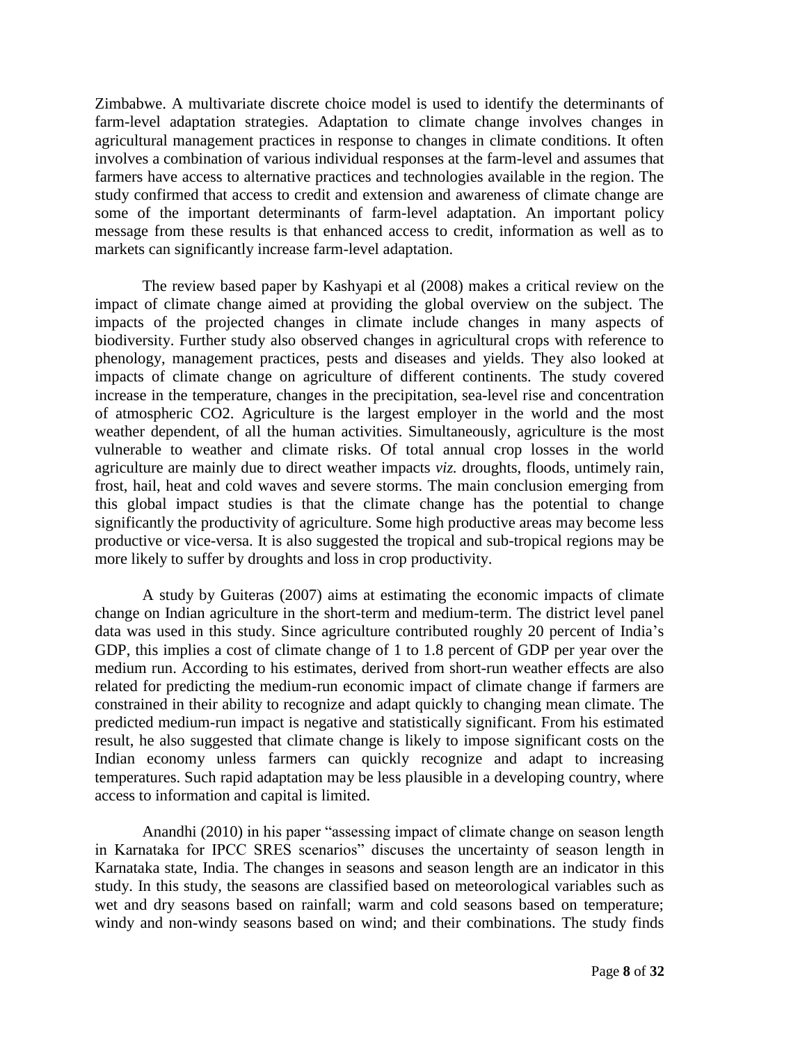Zimbabwe. A multivariate discrete choice model is used to identify the determinants of farm-level adaptation strategies. Adaptation to climate change involves changes in agricultural management practices in response to changes in climate conditions. It often involves a combination of various individual responses at the farm-level and assumes that farmers have access to alternative practices and technologies available in the region. The study confirmed that access to credit and extension and awareness of climate change are some of the important determinants of farm-level adaptation. An important policy message from these results is that enhanced access to credit, information as well as to markets can significantly increase farm-level adaptation.

The review based paper by Kashyapi et al (2008) makes a critical review on the impact of climate change aimed at providing the global overview on the subject. The impacts of the projected changes in climate include changes in many aspects of biodiversity. Further study also observed changes in agricultural crops with reference to phenology, management practices, pests and diseases and yields. They also looked at impacts of climate change on agriculture of different continents. The study covered increase in the temperature, changes in the precipitation, sea-level rise and concentration of atmospheric CO2. Agriculture is the largest employer in the world and the most weather dependent, of all the human activities. Simultaneously, agriculture is the most vulnerable to weather and climate risks. Of total annual crop losses in the world agriculture are mainly due to direct weather impacts *viz.* droughts, floods, untimely rain, frost, hail, heat and cold waves and severe storms. The main conclusion emerging from this global impact studies is that the climate change has the potential to change significantly the productivity of agriculture. Some high productive areas may become less productive or vice-versa. It is also suggested the tropical and sub-tropical regions may be more likely to suffer by droughts and loss in crop productivity.

A study by Guiteras (2007) aims at estimating the economic impacts of climate change on Indian agriculture in the short-term and medium-term. The district level panel data was used in this study. Since agriculture contributed roughly 20 percent of India's GDP, this implies a cost of climate change of 1 to 1.8 percent of GDP per year over the medium run. According to his estimates, derived from short-run weather effects are also related for predicting the medium-run economic impact of climate change if farmers are constrained in their ability to recognize and adapt quickly to changing mean climate. The predicted medium-run impact is negative and statistically significant. From his estimated result, he also suggested that climate change is likely to impose significant costs on the Indian economy unless farmers can quickly recognize and adapt to increasing temperatures. Such rapid adaptation may be less plausible in a developing country, where access to information and capital is limited.

Anandhi (2010) in his paper "assessing impact of climate change on season length in Karnataka for IPCC SRES scenarios" discuses the uncertainty of season length in Karnataka state, India. The changes in seasons and season length are an indicator in this study. In this study, the seasons are classified based on meteorological variables such as wet and dry seasons based on rainfall; warm and cold seasons based on temperature; windy and non-windy seasons based on wind; and their combinations. The study finds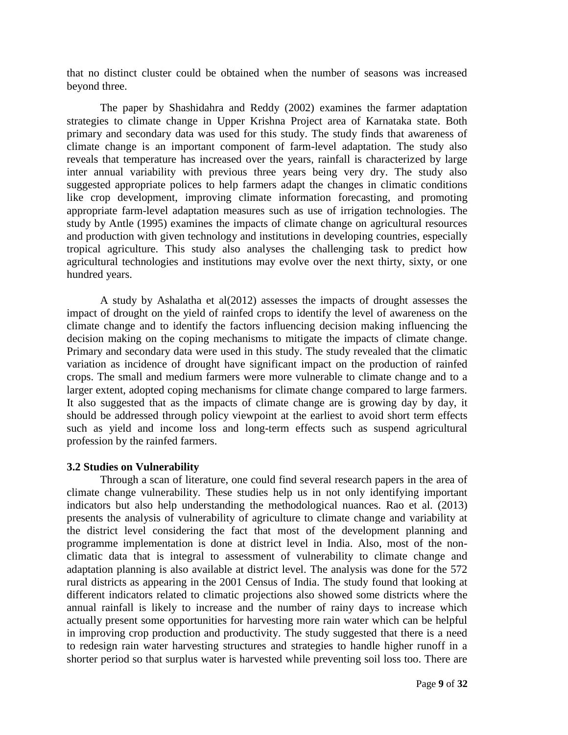that no distinct cluster could be obtained when the number of seasons was increased beyond three.

The paper by Shashidahra and Reddy (2002) examines the farmer adaptation strategies to climate change in Upper Krishna Project area of Karnataka state. Both primary and secondary data was used for this study. The study finds that awareness of climate change is an important component of farm-level adaptation. The study also reveals that temperature has increased over the years, rainfall is characterized by large inter annual variability with previous three years being very dry. The study also suggested appropriate polices to help farmers adapt the changes in climatic conditions like crop development, improving climate information forecasting, and promoting appropriate farm-level adaptation measures such as use of irrigation technologies. The study by Antle (1995) examines the impacts of climate change on agricultural resources and production with given technology and institutions in developing countries, especially tropical agriculture. This study also analyses the challenging task to predict how agricultural technologies and institutions may evolve over the next thirty, sixty, or one hundred years.

A study by Ashalatha et al(2012) assesses the impacts of drought assesses the impact of drought on the yield of rainfed crops to identify the level of awareness on the climate change and to identify the factors influencing decision making influencing the decision making on the coping mechanisms to mitigate the impacts of climate change. Primary and secondary data were used in this study. The study revealed that the climatic variation as incidence of drought have significant impact on the production of rainfed crops. The small and medium farmers were more vulnerable to climate change and to a larger extent, adopted coping mechanisms for climate change compared to large farmers. It also suggested that as the impacts of climate change are is growing day by day, it should be addressed through policy viewpoint at the earliest to avoid short term effects such as yield and income loss and long-term effects such as suspend agricultural profession by the rainfed farmers.

### 3.2 Studies on Vulnerability

Through a scan of literature, one could find several research papers in the area of climate change vulnerability. These studies help us in not only identifying important indicators but also help understanding the methodological nuances. Rao et al. (2013) presents the analysis of vulnerability of agriculture to climate change and variability at the district level considering the fact that most of the development planning and programme implementation is done at district level in India. Also, most of the non-climatic data that is integral to assessment of vulnerability to climate change and adaptation planning is also available at district level. The analysis was done for the 572 rural districts as appearing in the 2001 Census of India. The study found that looking at different indicators related to climatic projections also showed some districts where the annual rainfall is likely to increase and the number of rainy days to increase which actually present some opportunities for harvesting more rain water which can be helpful in improving crop production and productivity. The study suggested that there is a need to redesign rain water harvesting structures and strategies to handle higher runoff in a shorter period so that surplus water is harvested while preventing soil loss too. There are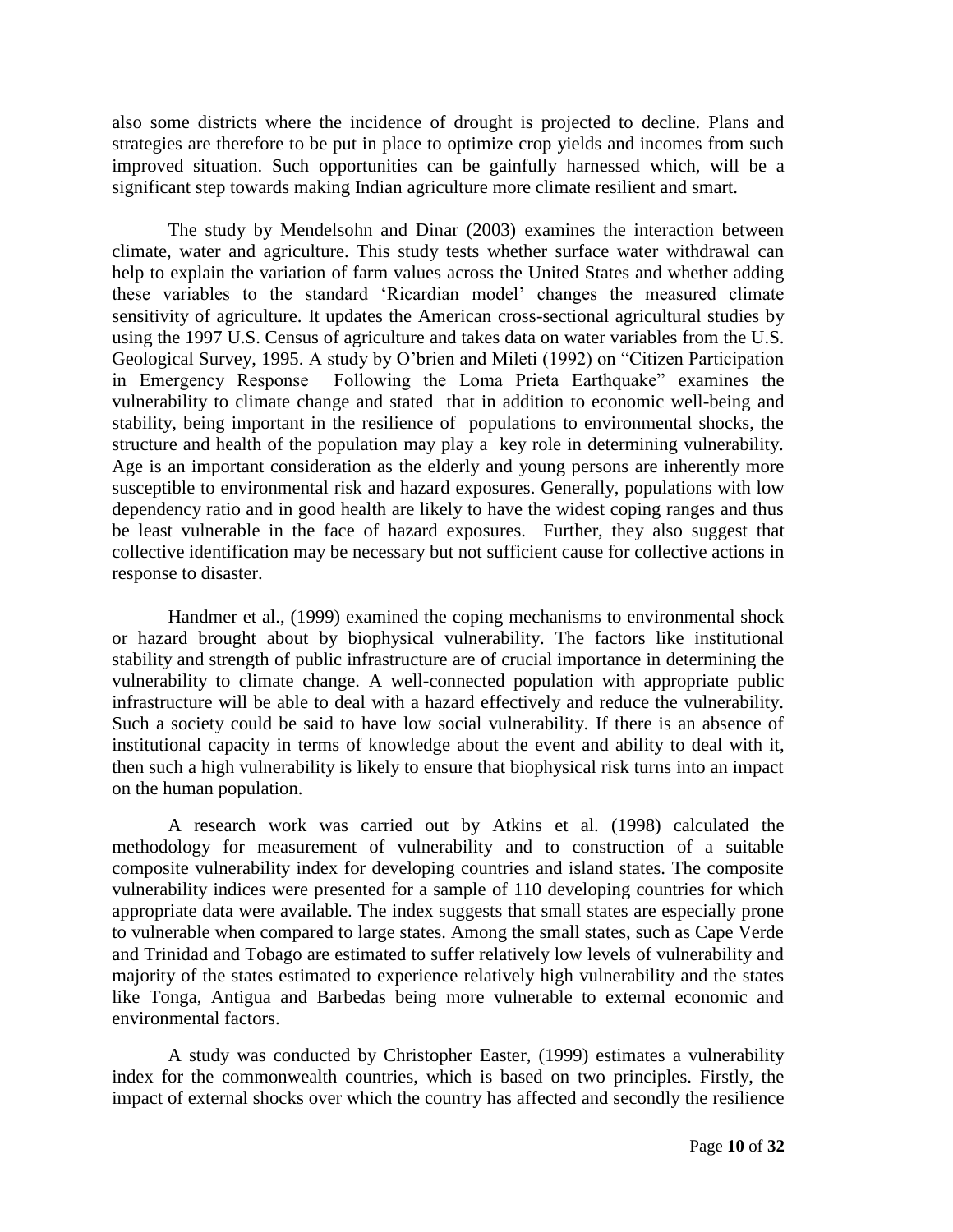also some districts where the incidence of drought is projected to decline. Plans and strategies are therefore to be put in place to optimize crop yields and incomes from such improved situation. Such opportunities can be gainfully harnessed which, will be a significant step towards making Indian agriculture more climate resilient and smart.

The study by Mendelsohn and Dinar (2003) examines the interaction between climate, water and agriculture. This study tests whether surface water withdrawal can help to explain the variation of farm values across the United States and whether adding these variables to the standard 'Ricardian model' changes the measured climate sensitivity of agriculture. It updates the American cross-sectional agricultural studies by using the 1997 U.S. Census of agriculture and takes data on water variables from the U.S. Geological Survey, 1995. A study by O'brien and Mileti (1992) on "Citizen Participation in Emergency Response Following the Loma Prieta Earthquake" examines the vulnerability to climate change and stated that in addition to economic well-being and stability, being important in the resilience of populations to environmental shocks, the structure and health of the population may play a key role in determining vulnerability. Age is an important consideration as the elderly and young persons are inherently more susceptible to environmental risk and hazard exposures. Generally, populations with low dependency ratio and in good health are likely to have the widest coping ranges and thus be least vulnerable in the face of hazard exposures. Further, they also suggest that collective identification may be necessary but not sufficient cause for collective actions in response to disaster.

Handmer et al., (1999) examined the coping mechanisms to environmental shock or hazard brought about by biophysical vulnerability. The factors like institutional stability and strength of public infrastructure are of crucial importance in determining the vulnerability to climate change. A well-connected population with appropriate public infrastructure will be able to deal with a hazard effectively and reduce the vulnerability. Such a society could be said to have low social vulnerability. If there is an absence of institutional capacity in terms of knowledge about the event and ability to deal with it, then such a high vulnerability is likely to ensure that biophysical risk turns into an impact on the human population.

A research work was carried out by Atkins et al. (1998) calculated the methodology for measurement of vulnerability and to construction of a suitable composite vulnerability index for developing countries and island states. The composite vulnerability indices were presented for a sample of 110 developing countries for which appropriate data were available. The index suggests that small states are especially prone to vulnerable when compared to large states. Among the small states, such as Cape Verde and Trinidad and Tobago are estimated to suffer relatively low levels of vulnerability and majority of the states estimated to experience relatively high vulnerability and the states like Tonga, Antigua and Barbedas being more vulnerable to external economic and environmental factors.

A study was conducted by Christopher Easter, (1999) estimates a vulnerability index for the commonwealth countries, which is based on two principles. Firstly, the impact of external shocks over which the country has affected and secondly the resilience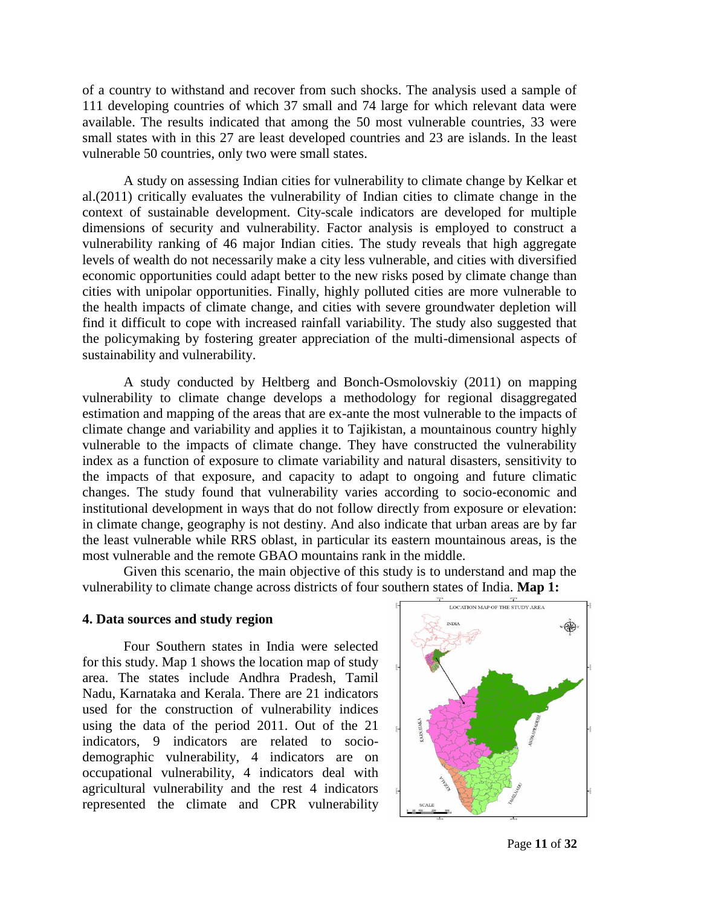of a country to withstand and recover from such shocks. The analysis used a sample of 111 developing countries of which 37 small and 74 large for which relevant data were available. The results indicated that among the 50 most vulnerable countries, 33 were small states with in this 27 are least developed countries and 23 are islands. In the least vulnerable 50 countries, only two were small states.

A study on assessing Indian cities for vulnerability to climate change by Kelkar et al.(2011) critically evaluates the vulnerability of Indian cities to climate change in the context of sustainable development. City-scale indicators are developed for multiple dimensions of security and vulnerability. Factor analysis is employed to construct a vulnerability ranking of 46 major Indian cities. The study reveals that high aggregate levels of wealth do not necessarily make a city less vulnerable, and cities with diversified economic opportunities could adapt better to the new risks posed by climate change than cities with unipolar opportunities. Finally, highly polluted cities are more vulnerable to the health impacts of climate change, and cities with severe groundwater depletion will find it difficult to cope with increased rainfall variability. The study also suggested that the policymaking by fostering greater appreciation of the multi-dimensional aspects of sustainability and vulnerability.

A study conducted by Heltberg and Bonch-Osmolovskiy (2011) on mapping vulnerability to climate change develops a methodology for regional disaggregated estimation and mapping of the areas that are ex-ante the most vulnerable to the impacts of climate change and variability and applies it to Tajikistan, a mountainous country highly vulnerable to the impacts of climate change. They have constructed the vulnerability index as a function of exposure to climate variability and natural disasters, sensitivity to the impacts of that exposure, and capacity to adapt to ongoing and future climatic changes. The study found that vulnerability varies according to socio-economic and institutional development in ways that do not follow directly from exposure or elevation: in climate change, geography is not destiny. And also indicate that urban areas are by far the least vulnerable while RRS oblast, in particular its eastern mountainous areas, is the most vulnerable and the remote GBAO mountains rank in the middle.

Given this scenario, the main objective of this study is to understand and map the vulnerability to climate change across districts of four southern states of India. **Map 1:**

## 4. Data sources and study region

Four Southern states in India were selected for this study. Map 1 shows the location map of study area. The states include Andhra Pradesh, Tamil Nadu, Karnataka and Kerala. There are 21 indicators used for the construction of vulnerability indices using the data of the period 2011. Out of the 21 indicators, 9 indicators are related to socio-demographic vulnerability, 4 indicators are on occupational vulnerability, 4 indicators deal with agricultural vulnerability and the rest 4 indicators represented the climate and CPR vulnerability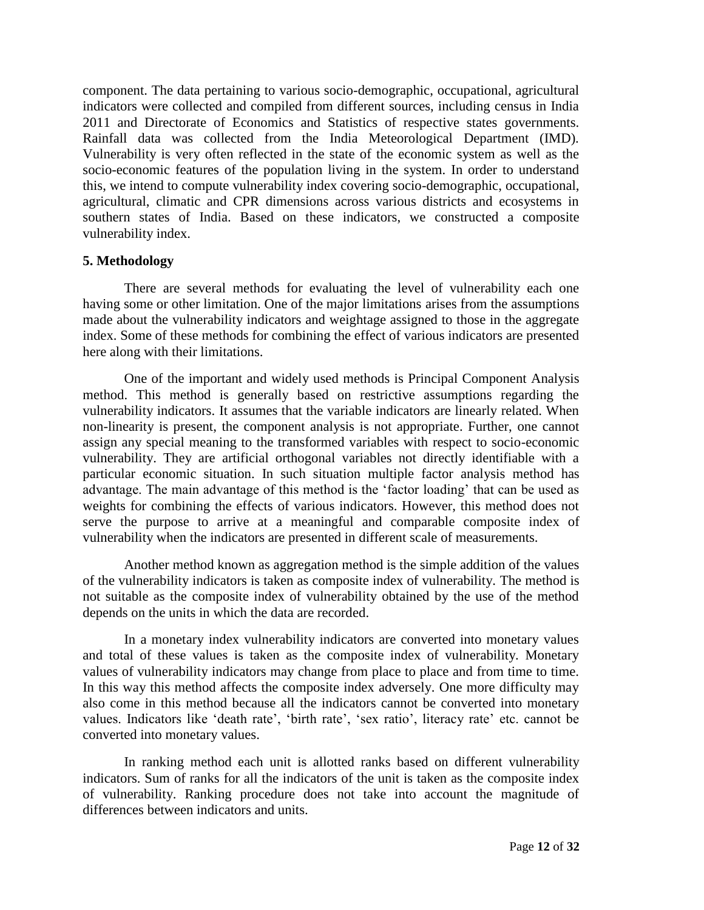component. The data pertaining to various socio-demographic, occupational, agricultural indicators were collected and compiled from different sources, including census in India 2011 and Directorate of Economics and Statistics of respective states governments. Rainfall data was collected from the India Meteorological Department (IMD). Vulnerability is very often reflected in the state of the economic system as well as the socio-economic features of the population living in the system. In order to understand this, we intend to compute vulnerability index covering socio-demographic, occupational, agricultural, climatic and CPR dimensions across various districts and ecosystems in southern states of India. Based on these indicators, we constructed a composite vulnerability index.

## 5. Methodology

There are several methods for evaluating the level of vulnerability each one having some or other limitation. One of the major limitations arises from the assumptions made about the vulnerability indicators and weightage assigned to those in the aggregate index. Some of these methods for combining the effect of various indicators are presented here along with their limitations.

One of the important and widely used methods is Principal Component Analysis method. This method is generally based on restrictive assumptions regarding the vulnerability indicators. It assumes that the variable indicators are linearly related. When non-linearity is present, the component analysis is not appropriate. Further, one cannot assign any special meaning to the transformed variables with respect to socio-economic vulnerability. They are artificial orthogonal variables not directly identifiable with a particular economic situation. In such situation multiple factor analysis method has advantage. The main advantage of this method is the 'factor loading' that can be used as weights for combining the effects of various indicators. However, this method does not serve the purpose to arrive at a meaningful and comparable composite index of vulnerability when the indicators are presented in different scale of measurements.

Another method known as aggregation method is the simple addition of the values of the vulnerability indicators is taken as composite index of vulnerability. The method is not suitable as the composite index of vulnerability obtained by the use of the method depends on the units in which the data are recorded.

In a monetary index vulnerability indicators are converted into monetary values and total of these values is taken as the composite index of vulnerability. Monetary values of vulnerability indicators may change from place to place and from time to time. In this way this method affects the composite index adversely. One more difficulty may also come in this method because all the indicators cannot be converted into monetary values. Indicators like 'death rate', 'birth rate', 'sex ratio', literacy rate' etc. cannot be converted into monetary values.

In ranking method each unit is allotted ranks based on different vulnerability indicators. Sum of ranks for all the indicators of the unit is taken as the composite index of vulnerability. Ranking procedure does not take into account the magnitude of differences between indicators and units.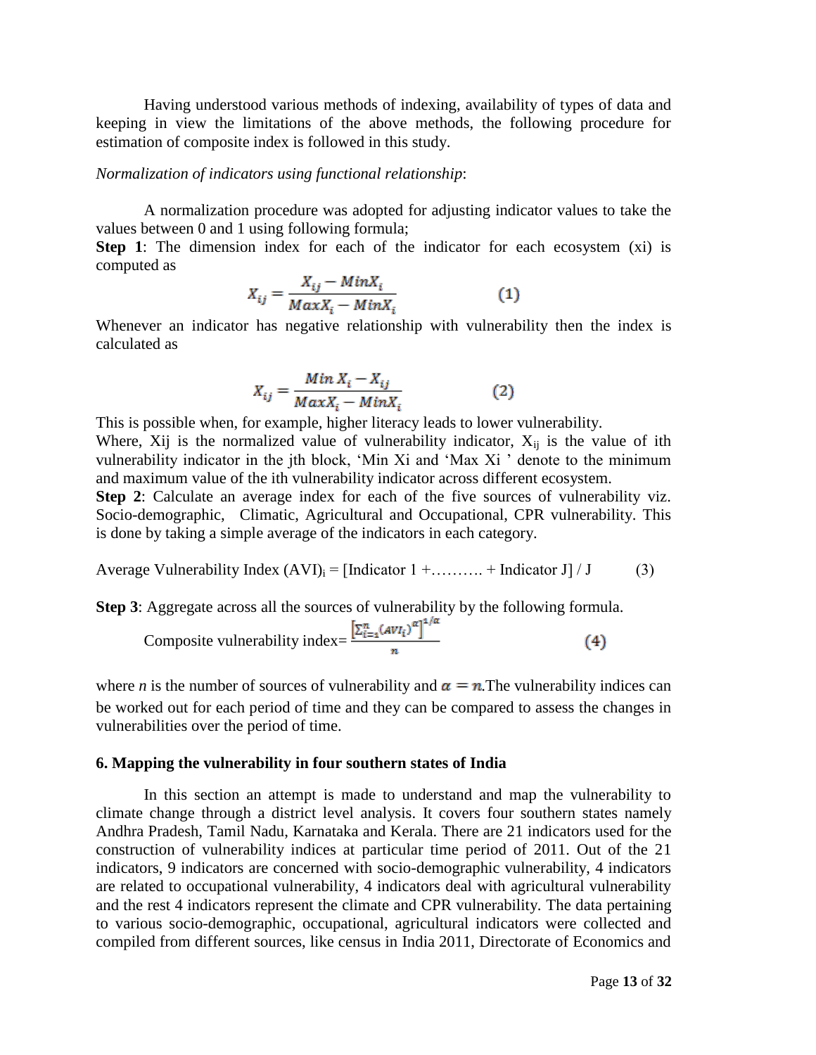Having understood various methods of indexing, availability of types of data and keeping in view the limitations of the above methods, the following procedure for estimation of composite index is followed in this study.

*Normalization of indicators using functional relationship*:

A normalization procedure was adopted for adjusting indicator values to take the values between 0 and 1 using following formula;

**Step 1**: The dimension index for each of the indicator for each ecosystem (xi) is computed as

$$X_{ij} = \frac{X_{ij} - MinX_i}{MaxX_i - MinX_i} \qquad (1)$$

Whenever an indicator has negative relationship with vulnerability then the index is calculated as

$$X_{ij} = \frac{Min\,X_i - X_{ij}}{MaxX_i - MinX_i} \qquad (2)$$

This is possible when, for example, higher literacy leads to lower vulnerability.

Where, Xij is the normalized value of vulnerability indicator, $X_{ij}$ is the value of ith vulnerability indicator in the jth block, 'Min Xi and 'Max Xi ' denote to the minimum and maximum value of the ith vulnerability indicator across different ecosystem.

**Step 2**: Calculate an average index for each of the five sources of vulnerability viz. Socio-demographic, Climatic, Agricultural and Occupational, CPR vulnerability. This is done by taking a simple average of the indicators in each category.

Average Vulnerability Index $(AVI)_i$ = [Indicator 1 +………. + Indicator J] / J (3)

**Step 3**: Aggregate across all the sources of vulnerability by the following formula.

$$\text{Composite vulnerability index} = \frac{\left[\sum_{i=1}^{n} (AVI_i)^{\alpha}\right]^{1/\alpha}}{n} \qquad (4)$$

where *n* is the number of sources of vulnerability and $\alpha = n$.The vulnerability indices can be worked out for each period of time and they can be compared to assess the changes in vulnerabilities over the period of time.

## 6. Mapping the vulnerability in four southern states of India

In this section an attempt is made to understand and map the vulnerability to climate change through a district level analysis. It covers four southern states namely Andhra Pradesh, Tamil Nadu, Karnataka and Kerala. There are 21 indicators used for the construction of vulnerability indices at particular time period of 2011. Out of the 21 indicators, 9 indicators are concerned with socio-demographic vulnerability, 4 indicators are related to occupational vulnerability, 4 indicators deal with agricultural vulnerability and the rest 4 indicators represent the climate and CPR vulnerability. The data pertaining to various socio-demographic, occupational, agricultural indicators were collected and compiled from different sources, like census in India 2011, Directorate of Economics and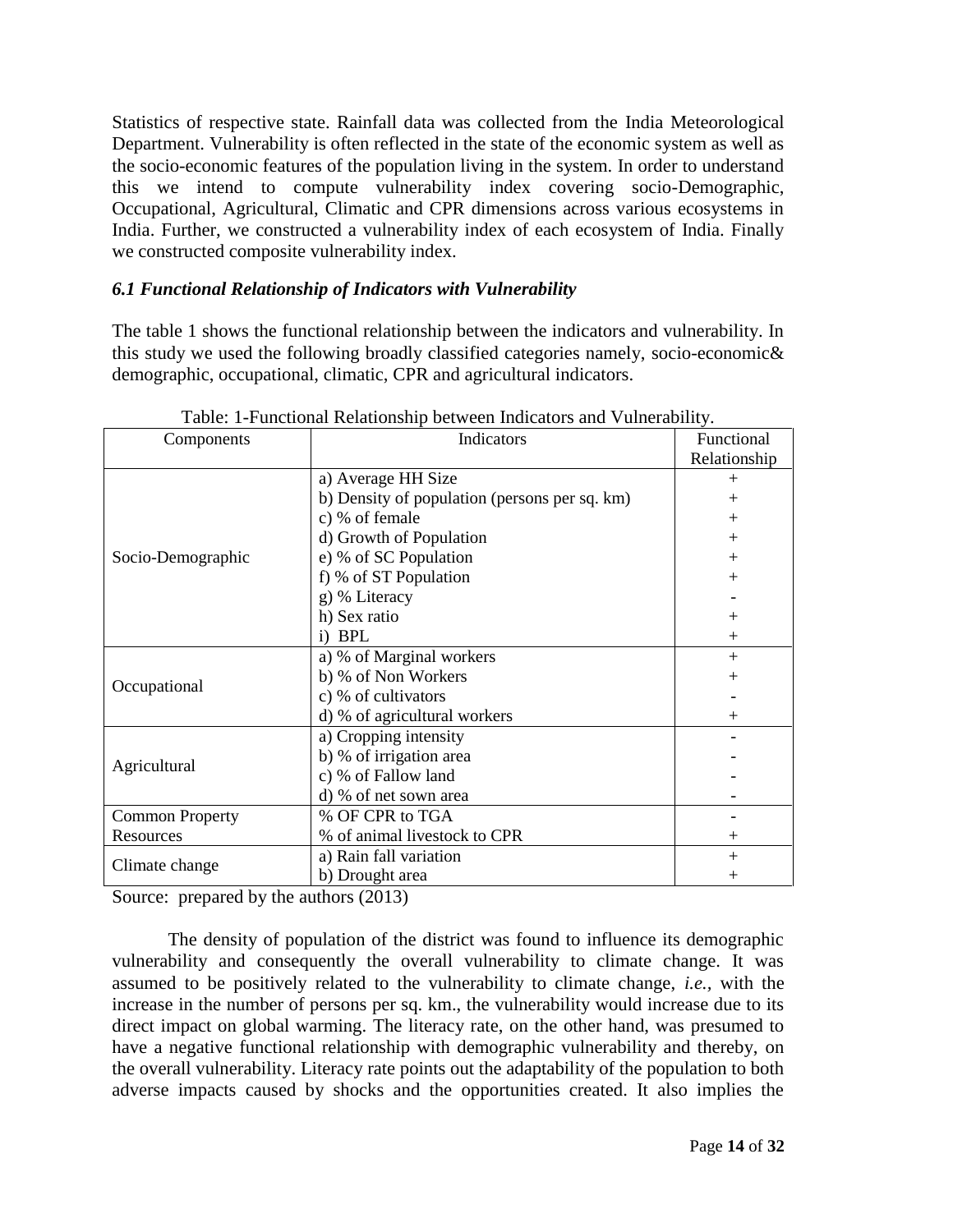Statistics of respective state. Rainfall data was collected from the India Meteorological Department. Vulnerability is often reflected in the state of the economic system as well as the socio-economic features of the population living in the system. In order to understand this we intend to compute vulnerability index covering socio-Demographic, Occupational, Agricultural, Climatic and CPR dimensions across various ecosystems in India. Further, we constructed a vulnerability index of each ecosystem of India. Finally we constructed composite vulnerability index.

### *6.1 Functional Relationship of Indicators with Vulnerability*

The table 1 shows the functional relationship between the indicators and vulnerability. In this study we used the following broadly classified categories namely, socio-economic& demographic, occupational, climatic, CPR and agricultural indicators.

Table: 1-Functional Relationship between Indicators and Vulnerability.

| Components | Indicators | Functional Relationship |
|---|---|---|
| Socio-Demographic | a) Average HH Size | + |
| | b) Density of population (persons per sq. km) | + |
| | c) % of female | + |
| | d) Growth of Population | + |
| | e) % of SC Population | + |
| | f) % of ST Population | + |
| | g) % Literacy | - |
| | h) Sex ratio | + |
| | i) BPL | + |
| Occupational | a) % of Marginal workers | + |
| | b) % of Non Workers | + |
| | c) % of cultivators | - |
| | d) % of agricultural workers | + |
| Agricultural | a) Cropping intensity | - |
| | b) % of irrigation area | - |
| | c) % of Fallow land | - |
| | d) % of net sown area | - |
| Common Property Resources | % OF CPR to TGA | - |
| | % of animal livestock to CPR | + |
| Climate change | a) Rain fall variation | + |
| | b) Drought area | + |

Source: prepared by the authors (2013)

The density of population of the district was found to influence its demographic vulnerability and consequently the overall vulnerability to climate change. It was assumed to be positively related to the vulnerability to climate change, *i.e.,* with the increase in the number of persons per sq. km., the vulnerability would increase due to its direct impact on global warming. The literacy rate, on the other hand, was presumed to have a negative functional relationship with demographic vulnerability and thereby, on the overall vulnerability. Literacy rate points out the adaptability of the population to both adverse impacts caused by shocks and the opportunities created. It also implies the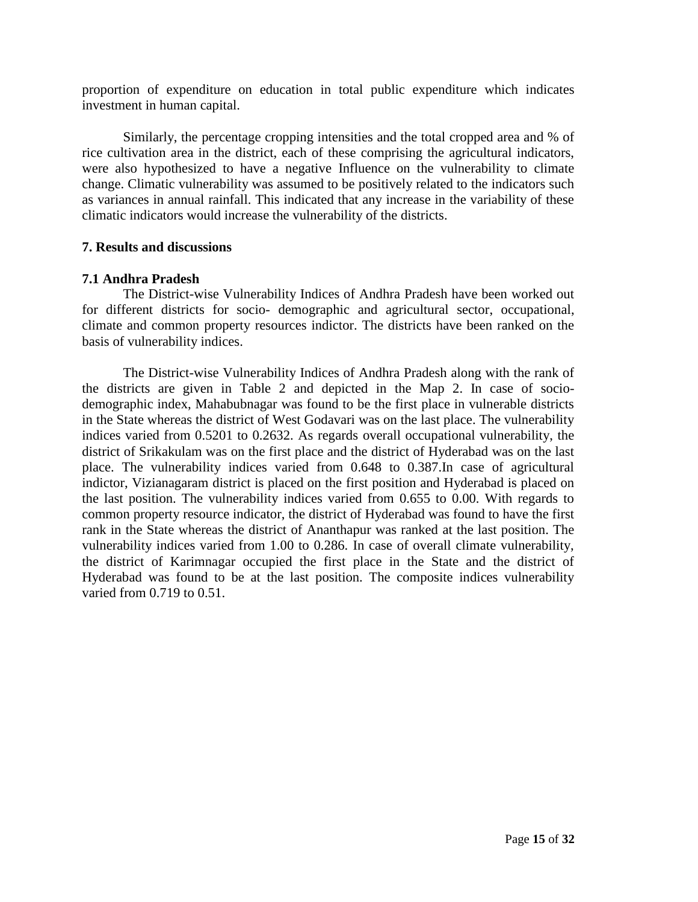proportion of expenditure on education in total public expenditure which indicates investment in human capital.

Similarly, the percentage cropping intensities and the total cropped area and % of rice cultivation area in the district, each of these comprising the agricultural indicators, were also hypothesized to have a negative Influence on the vulnerability to climate change. Climatic vulnerability was assumed to be positively related to the indicators such as variances in annual rainfall. This indicated that any increase in the variability of these climatic indicators would increase the vulnerability of the districts.

## 7. Results and discussions

### 7.1 Andhra Pradesh

The District-wise Vulnerability Indices of Andhra Pradesh have been worked out for different districts for socio- demographic and agricultural sector, occupational, climate and common property resources indictor. The districts have been ranked on the basis of vulnerability indices.

The District-wise Vulnerability Indices of Andhra Pradesh along with the rank of the districts are given in Table 2 and depicted in the Map 2. In case of socio-demographic index, Mahabubnagar was found to be the first place in vulnerable districts in the State whereas the district of West Godavari was on the last place. The vulnerability indices varied from 0.5201 to 0.2632. As regards overall occupational vulnerability, the district of Srikakulam was on the first place and the district of Hyderabad was on the last place. The vulnerability indices varied from 0.648 to 0.387.In case of agricultural indictor, Vizianagaram district is placed on the first position and Hyderabad is placed on the last position. The vulnerability indices varied from 0.655 to 0.00. With regards to common property resource indicator, the district of Hyderabad was found to have the first rank in the State whereas the district of Ananthapur was ranked at the last position. The vulnerability indices varied from 1.00 to 0.286. In case of overall climate vulnerability, the district of Karimnagar occupied the first place in the State and the district of Hyderabad was found to be at the last position. The composite indices vulnerability varied from 0.719 to 0.51.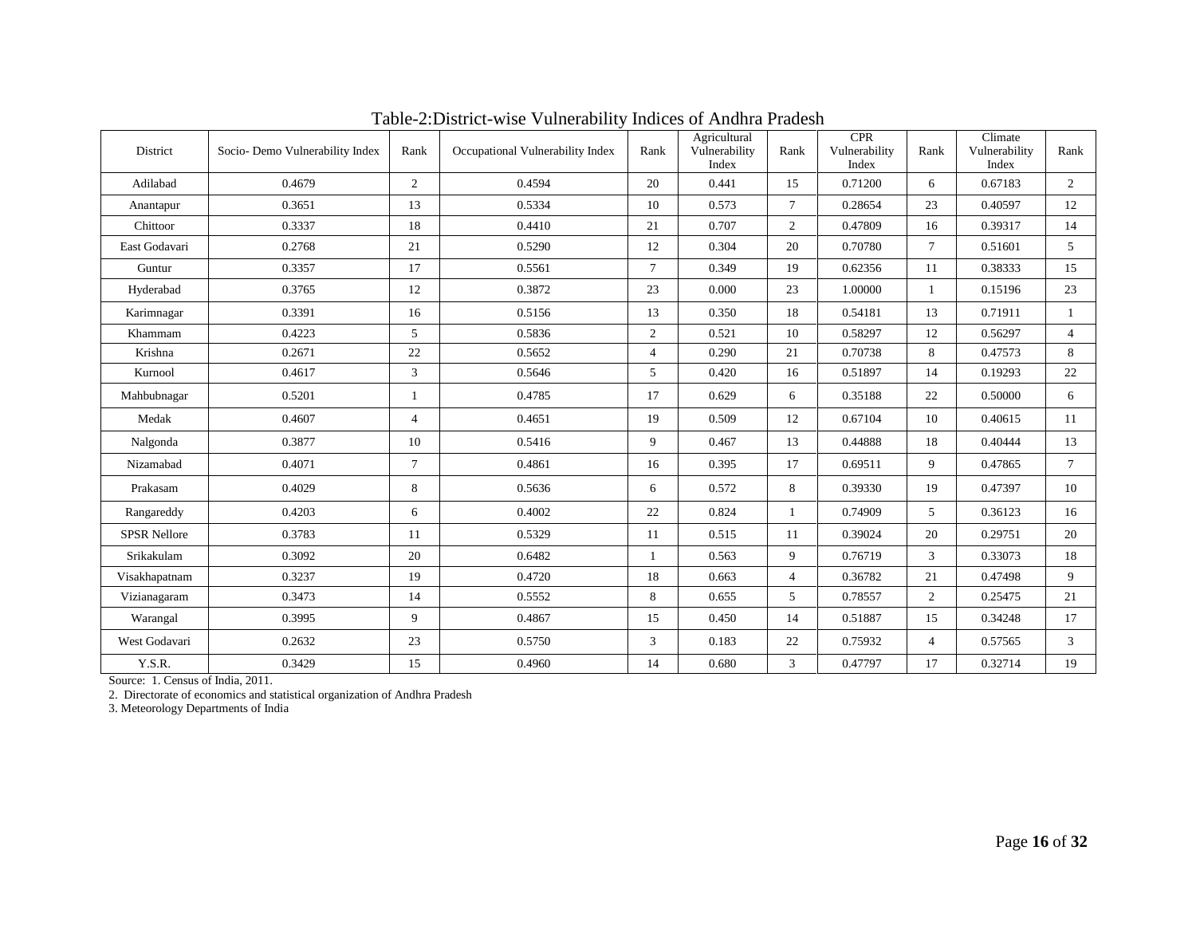Table-2:District-wise Vulnerability Indices of Andhra Pradesh

| District | Socio- Demo Vulnerability Index | Rank | Occupational Vulnerability Index | Rank | Agricultural Vulnerability Index | Rank | CPR Vulnerability Index | Rank | Climate Vulnerability Index | Rank |
|---|---|---|---|---|---|---|---|---|---|---|
| Adilabad | 0.4679 | 2 | 0.4594 | 20 | 0.441 | 15 | 0.71200 | 6 | 0.67183 | 2 |
| Anantapur | 0.3651 | 13 | 0.5334 | 10 | 0.573 | 7 | 0.28654 | 23 | 0.40597 | 12 |
| Chittoor | 0.3337 | 18 | 0.4410 | 21 | 0.707 | 2 | 0.47809 | 16 | 0.39317 | 14 |
| East Godavari | 0.2768 | 21 | 0.5290 | 12 | 0.304 | 20 | 0.70780 | 7 | 0.51601 | 5 |
| Guntur | 0.3357 | 17 | 0.5561 | 7 | 0.349 | 19 | 0.62356 | 11 | 0.38333 | 15 |
| Hyderabad | 0.3765 | 12 | 0.3872 | 23 | 0.000 | 23 | 1.00000 | 1 | 0.15196 | 23 |
| Karimnagar | 0.3391 | 16 | 0.5156 | 13 | 0.350 | 18 | 0.54181 | 13 | 0.71911 | 1 |
| Khammam | 0.4223 | 5 | 0.5836 | 2 | 0.521 | 10 | 0.58297 | 12 | 0.56297 | 4 |
| Krishna | 0.2671 | 22 | 0.5652 | 4 | 0.290 | 21 | 0.70738 | 8 | 0.47573 | 8 |
| Kurnool | 0.4617 | 3 | 0.5646 | 5 | 0.420 | 16 | 0.51897 | 14 | 0.19293 | 22 |
| Mahbubnagar | 0.5201 | 1 | 0.4785 | 17 | 0.629 | 6 | 0.35188 | 22 | 0.50000 | 6 |
| Medak | 0.4607 | 4 | 0.4651 | 19 | 0.509 | 12 | 0.67104 | 10 | 0.40615 | 11 |
| Nalgonda | 0.3877 | 10 | 0.5416 | 9 | 0.467 | 13 | 0.44888 | 18 | 0.40444 | 13 |
| Nizamabad | 0.4071 | 7 | 0.4861 | 16 | 0.395 | 17 | 0.69511 | 9 | 0.47865 | 7 |
| Prakasam | 0.4029 | 8 | 0.5636 | 6 | 0.572 | 8 | 0.39330 | 19 | 0.47397 | 10 |
| Rangareddy | 0.4203 | 6 | 0.4002 | 22 | 0.824 | 1 | 0.74909 | 5 | 0.36123 | 16 |
| SPSR Nellore | 0.3783 | 11 | 0.5329 | 11 | 0.515 | 11 | 0.39024 | 20 | 0.29751 | 20 |
| Srikakulam | 0.3092 | 20 | 0.6482 | 1 | 0.563 | 9 | 0.76719 | 3 | 0.33073 | 18 |
| Visakhapatnam | 0.3237 | 19 | 0.4720 | 18 | 0.663 | 4 | 0.36782 | 21 | 0.47498 | 9 |
| Vizianagaram | 0.3473 | 14 | 0.5552 | 8 | 0.655 | 5 | 0.78557 | 2 | 0.25475 | 21 |
| Warangal | 0.3995 | 9 | 0.4867 | 15 | 0.450 | 14 | 0.51887 | 15 | 0.34248 | 17 |
| West Godavari | 0.2632 | 23 | 0.5750 | 3 | 0.183 | 22 | 0.75932 | 4 | 0.57565 | 3 |
| Y.S.R. | 0.3429 | 15 | 0.4960 | 14 | 0.680 | 3 | 0.47797 | 17 | 0.32714 | 19 |

Source: 1. Census of India, 2011.

2. Directorate of economics and statistical organization of Andhra Pradesh

3. Meteorology Departments of India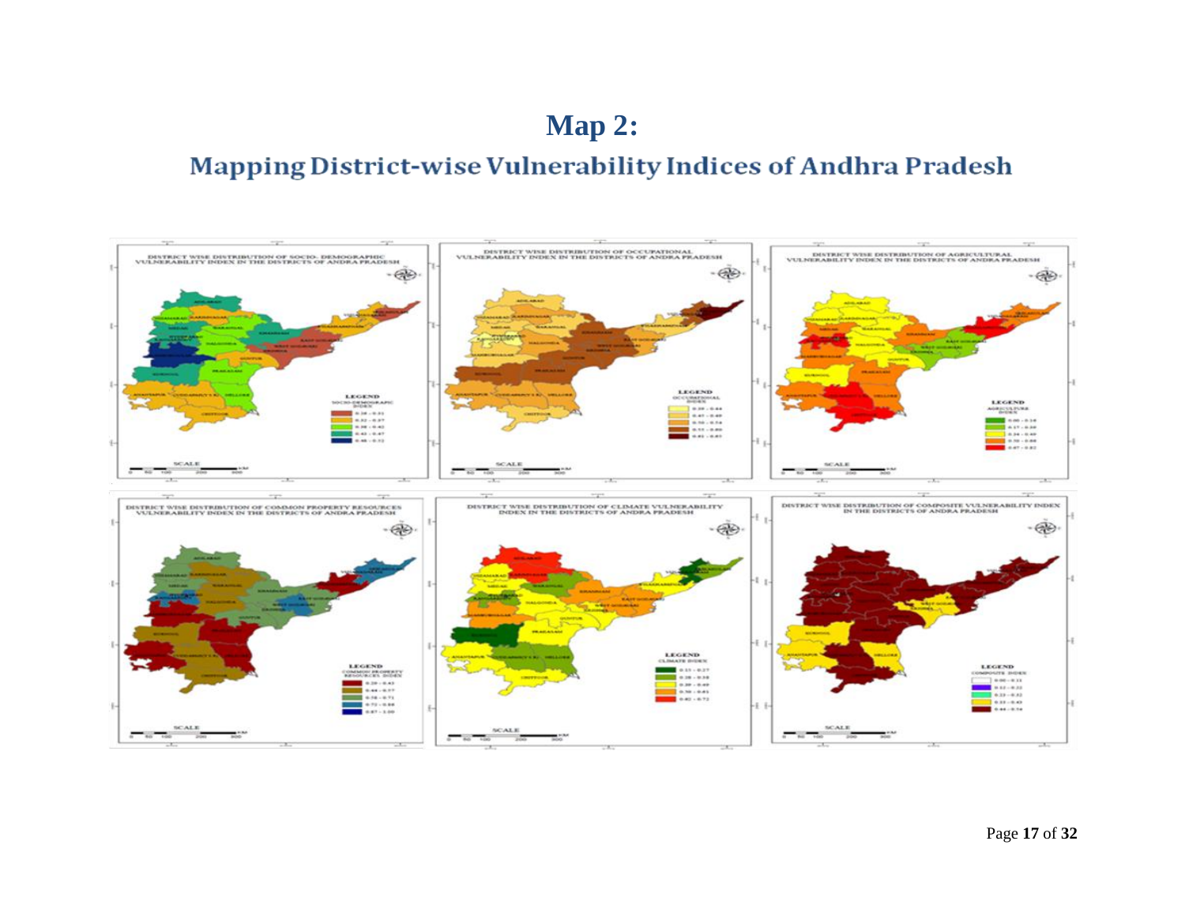# Map 2:

## Mapping District-wise Vulnerability Indices of Andhra Pradesh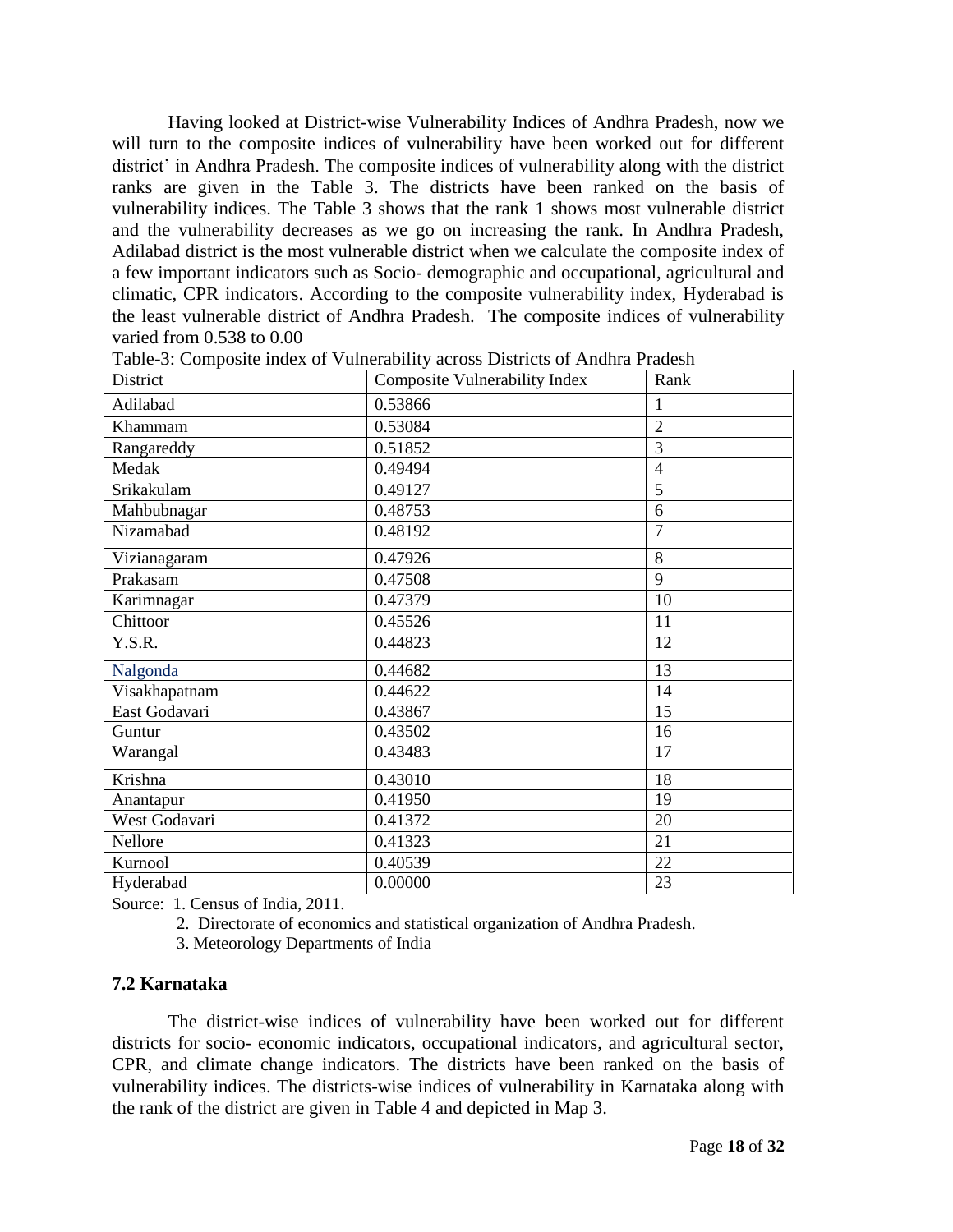Having looked at District-wise Vulnerability Indices of Andhra Pradesh, now we will turn to the composite indices of vulnerability have been worked out for different district' in Andhra Pradesh. The composite indices of vulnerability along with the district ranks are given in the Table 3. The districts have been ranked on the basis of vulnerability indices. The Table 3 shows that the rank 1 shows most vulnerable district and the vulnerability decreases as we go on increasing the rank. In Andhra Pradesh, Adilabad district is the most vulnerable district when we calculate the composite index of a few important indicators such as Socio- demographic and occupational, agricultural and climatic, CPR indicators. According to the composite vulnerability index, Hyderabad is the least vulnerable district of Andhra Pradesh. The composite indices of vulnerability varied from 0.538 to 0.00

Table-3: Composite index of Vulnerability across Districts of Andhra Pradesh

| District | Composite Vulnerability Index | Rank |
|---|---|---|
| Adilabad | 0.53866 | 1 |
| Khammam | 0.53084 | 2 |
| Rangareddy | 0.51852 | 3 |
| Medak | 0.49494 | 4 |
| Srikakulam | 0.49127 | 5 |
| Mahbubnagar | 0.48753 | 6 |
| Nizamabad | 0.48192 | 7 |
| Vizianagaram | 0.47926 | 8 |
| Prakasam | 0.47508 | 9 |
| Karimnagar | 0.47379 | 10 |
| Chittoor | 0.45526 | 11 |
| Y.S.R. | 0.44823 | 12 |
| Nalgonda | 0.44682 | 13 |
| Visakhapatnam | 0.44622 | 14 |
| East Godavari | 0.43867 | 15 |
| Guntur | 0.43502 | 16 |
| Warangal | 0.43483 | 17 |
| Krishna | 0.43010 | 18 |
| Anantapur | 0.41950 | 19 |
| West Godavari | 0.41372 | 20 |
| Nellore | 0.41323 | 21 |
| Kurnool | 0.40539 | 22 |
| Hyderabad | 0.00000 | 23 |

Source: 1. Census of India, 2011.

2. Directorate of economics and statistical organization of Andhra Pradesh.

3. Meteorology Departments of India

### 7.2 Karnataka

The district-wise indices of vulnerability have been worked out for different districts for socio- economic indicators, occupational indicators, and agricultural sector, CPR, and climate change indicators. The districts have been ranked on the basis of vulnerability indices. The districts-wise indices of vulnerability in Karnataka along with the rank of the district are given in Table 4 and depicted in Map 3.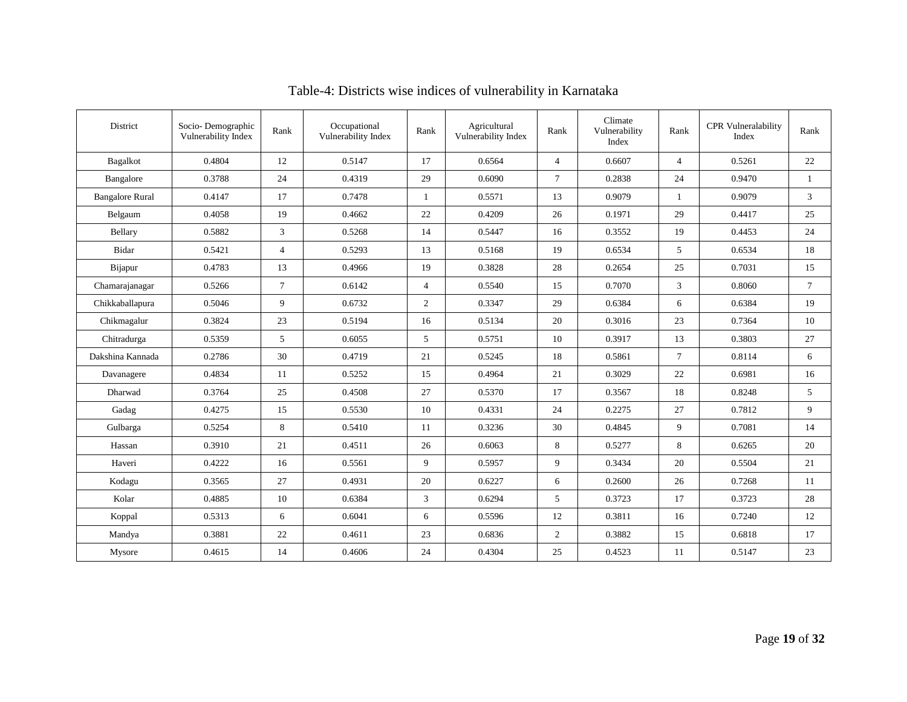Table-4: Districts wise indices of vulnerability in Karnataka

| District | Socio- Demographic Vulnerability Index | Rank | Occupational Vulnerability Index | Rank | Agricultural Vulnerability Index | Rank | Climate Vulnerability Index | Rank | CPR Vulneralability Index | Rank |
|---|---|---|---|---|---|---|---|---|---|---|
| Bagalkot | 0.4804 | 12 | 0.5147 | 17 | 0.6564 | 4 | 0.6607 | 4 | 0.5261 | 22 |
| Bangalore | 0.3788 | 24 | 0.4319 | 29 | 0.6090 | 7 | 0.2838 | 24 | 0.9470 | 1 |
| Bangalore Rural | 0.4147 | 17 | 0.7478 | 1 | 0.5571 | 13 | 0.9079 | 1 | 0.9079 | 3 |
| Belgaum | 0.4058 | 19 | 0.4662 | 22 | 0.4209 | 26 | 0.1971 | 29 | 0.4417 | 25 |
| Bellary | 0.5882 | 3 | 0.5268 | 14 | 0.5447 | 16 | 0.3552 | 19 | 0.4453 | 24 |
| Bidar | 0.5421 | 4 | 0.5293 | 13 | 0.5168 | 19 | 0.6534 | 5 | 0.6534 | 18 |
| Bijapur | 0.4783 | 13 | 0.4966 | 19 | 0.3828 | 28 | 0.2654 | 25 | 0.7031 | 15 |
| Chamarajanagar | 0.5266 | 7 | 0.6142 | 4 | 0.5540 | 15 | 0.7070 | 3 | 0.8060 | 7 |
| Chikkaballapura | 0.5046 | 9 | 0.6732 | 2 | 0.3347 | 29 | 0.6384 | 6 | 0.6384 | 19 |
| Chikmagalur | 0.3824 | 23 | 0.5194 | 16 | 0.5134 | 20 | 0.3016 | 23 | 0.7364 | 10 |
| Chitradurga | 0.5359 | 5 | 0.6055 | 5 | 0.5751 | 10 | 0.3917 | 13 | 0.3803 | 27 |
| Dakshina Kannada | 0.2786 | 30 | 0.4719 | 21 | 0.5245 | 18 | 0.5861 | 7 | 0.8114 | 6 |
| Davanagere | 0.4834 | 11 | 0.5252 | 15 | 0.4964 | 21 | 0.3029 | 22 | 0.6981 | 16 |
| Dharwad | 0.3764 | 25 | 0.4508 | 27 | 0.5370 | 17 | 0.3567 | 18 | 0.8248 | 5 |
| Gadag | 0.4275 | 15 | 0.5530 | 10 | 0.4331 | 24 | 0.2275 | 27 | 0.7812 | 9 |
| Gulbarga | 0.5254 | 8 | 0.5410 | 11 | 0.3236 | 30 | 0.4845 | 9 | 0.7081 | 14 |
| Hassan | 0.3910 | 21 | 0.4511 | 26 | 0.6063 | 8 | 0.5277 | 8 | 0.6265 | 20 |
| Haveri | 0.4222 | 16 | 0.5561 | 9 | 0.5957 | 9 | 0.3434 | 20 | 0.5504 | 21 |
| Kodagu | 0.3565 | 27 | 0.4931 | 20 | 0.6227 | 6 | 0.2600 | 26 | 0.7268 | 11 |
| Kolar | 0.4885 | 10 | 0.6384 | 3 | 0.6294 | 5 | 0.3723 | 17 | 0.3723 | 28 |
| Koppal | 0.5313 | 6 | 0.6041 | 6 | 0.5596 | 12 | 0.3811 | 16 | 0.7240 | 12 |
| Mandya | 0.3881 | 22 | 0.4611 | 23 | 0.6836 | 2 | 0.3882 | 15 | 0.6818 | 17 |
| Mysore | 0.4615 | 14 | 0.4606 | 24 | 0.4304 | 25 | 0.4523 | 11 | 0.5147 | 23 |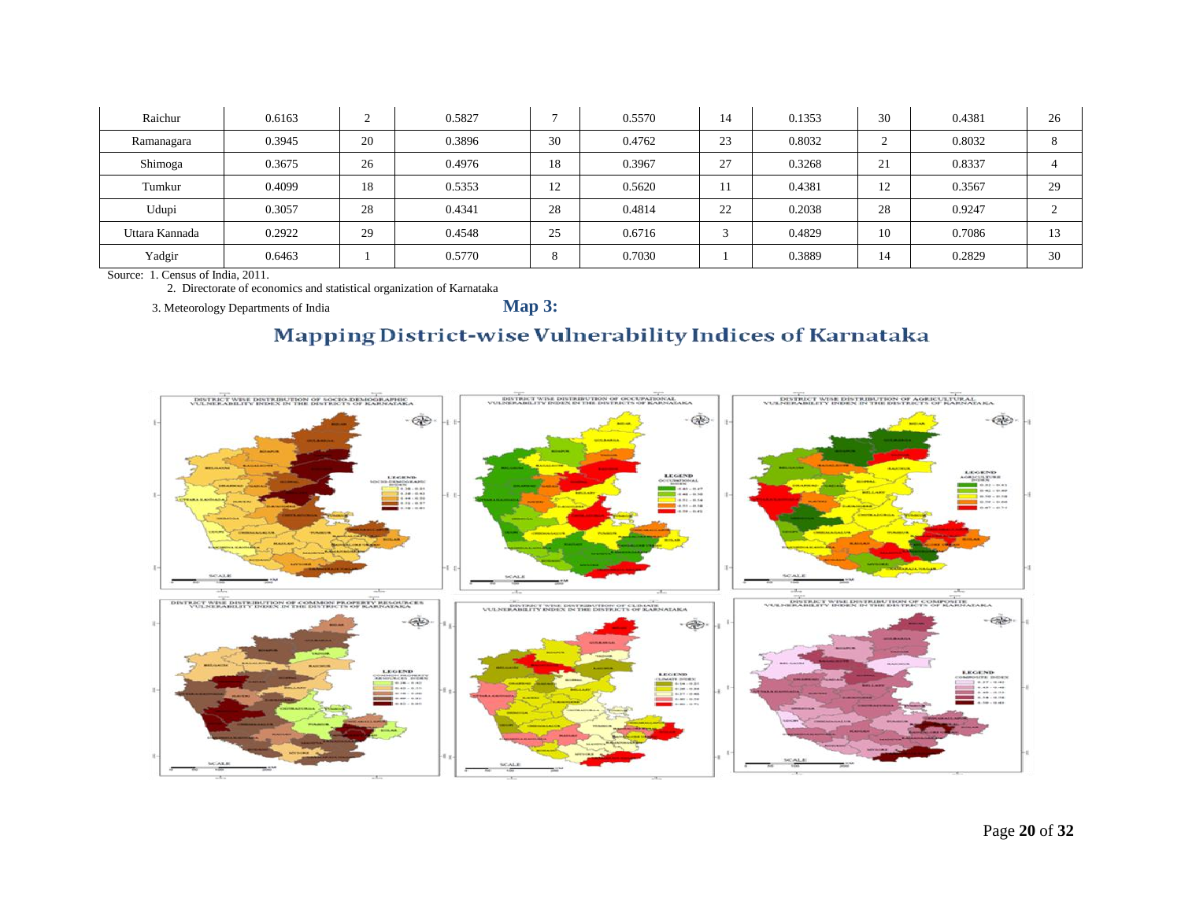| Raichur | 0.6163 | 2 | 0.5827 | 7 | 0.5570 | 14 | 0.1353 | 30 | 0.4381 | 26 |
|---|---|---|---|---|---|---|---|---|---|---|
| Ramanagara | 0.3945 | 20 | 0.3896 | 30 | 0.4762 | 23 | 0.8032 | 2 | 0.8032 | 8 |
| Shimoga | 0.3675 | 26 | 0.4976 | 18 | 0.3967 | 27 | 0.3268 | 21 | 0.8337 | 4 |
| Tumkur | 0.4099 | 18 | 0.5353 | 12 | 0.5620 | 11 | 0.4381 | 12 | 0.3567 | 29 |
| Udupi | 0.3057 | 28 | 0.4341 | 28 | 0.4814 | 22 | 0.2038 | 28 | 0.9247 | 2 |
| Uttara Kannada | 0.2922 | 29 | 0.4548 | 25 | 0.6716 | 3 | 0.4829 | 10 | 0.7086 | 13 |
| Yadgir | 0.6463 | 1 | 0.5770 | 8 | 0.7030 | 1 | 0.3889 | 14 | 0.2829 | 30 |

Source: 1. Census of India, 2011.

2. Directorate of economics and statistical organization of Karnataka

3. Meteorology Departments of India

**Map 3:**

## Mapping District-wise Vulnerability Indices of Karnataka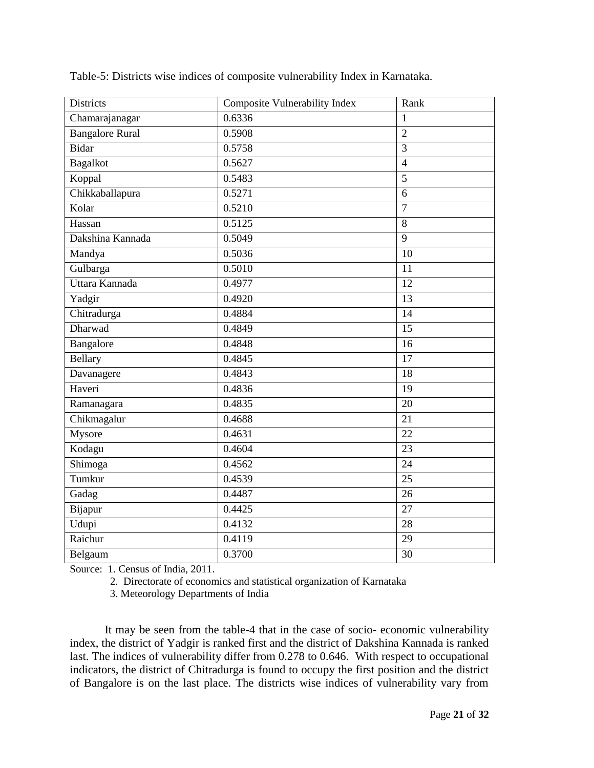Table-5: Districts wise indices of composite vulnerability Index in Karnataka.

| Districts | Composite Vulnerability Index | Rank |
|---|---|---|
| Chamarajanagar | 0.6336 | 1 |
| Bangalore Rural | 0.5908 | 2 |
| Bidar | 0.5758 | 3 |
| Bagalkot | 0.5627 | 4 |
| Koppal | 0.5483 | 5 |
| Chikkaballapura | 0.5271 | 6 |
| Kolar | 0.5210 | 7 |
| Hassan | 0.5125 | 8 |
| Dakshina Kannada | 0.5049 | 9 |
| Mandya | 0.5036 | 10 |
| Gulbarga | 0.5010 | 11 |
| Uttara Kannada | 0.4977 | 12 |
| Yadgir | 0.4920 | 13 |
| Chitradurga | 0.4884 | 14 |
| Dharwad | 0.4849 | 15 |
| Bangalore | 0.4848 | 16 |
| Bellary | 0.4845 | 17 |
| Davanagere | 0.4843 | 18 |
| Haveri | 0.4836 | 19 |
| Ramanagara | 0.4835 | 20 |
| Chikmagalur | 0.4688 | 21 |
| Mysore | 0.4631 | 22 |
| Kodagu | 0.4604 | 23 |
| Shimoga | 0.4562 | 24 |
| Tumkur | 0.4539 | 25 |
| Gadag | 0.4487 | 26 |
| Bijapur | 0.4425 | 27 |
| Udupi | 0.4132 | 28 |
| Raichur | 0.4119 | 29 |
| Belgaum | 0.3700 | 30 |

Source: 1. Census of India, 2011.
2. Directorate of economics and statistical organization of Karnataka
3. Meteorology Departments of India

It may be seen from the table-4 that in the case of socio- economic vulnerability index, the district of Yadgir is ranked first and the district of Dakshina Kannada is ranked last. The indices of vulnerability differ from 0.278 to 0.646. With respect to occupational indicators, the district of Chitradurga is found to occupy the first position and the district of Bangalore is on the last place. The districts wise indices of vulnerability vary from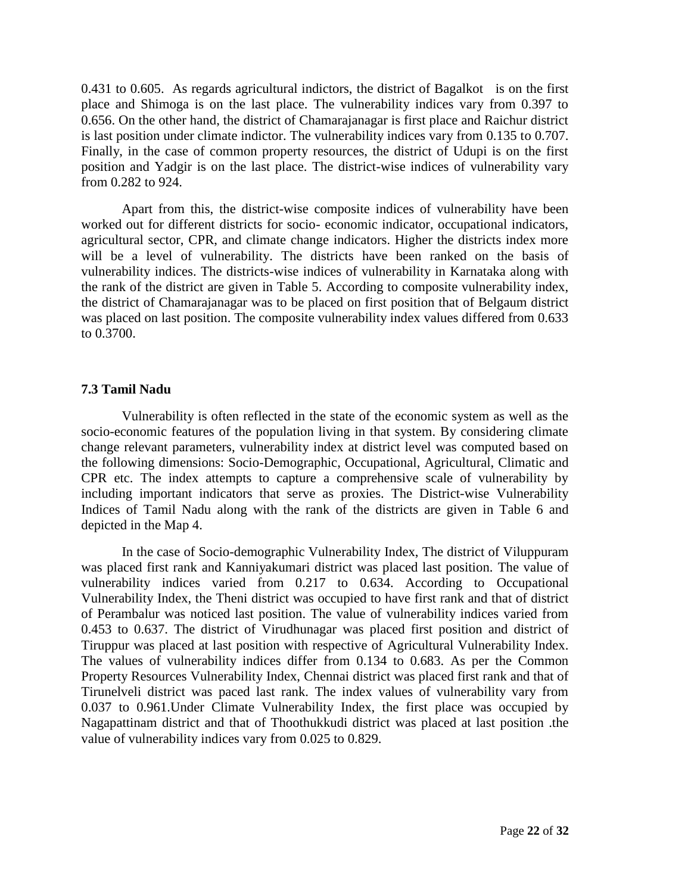0.431 to 0.605. As regards agricultural indictors, the district of Bagalkot is on the first place and Shimoga is on the last place. The vulnerability indices vary from 0.397 to 0.656. On the other hand, the district of Chamarajanagar is first place and Raichur district is last position under climate indictor. The vulnerability indices vary from 0.135 to 0.707. Finally, in the case of common property resources, the district of Udupi is on the first position and Yadgir is on the last place. The district-wise indices of vulnerability vary from 0.282 to 924.

Apart from this, the district-wise composite indices of vulnerability have been worked out for different districts for socio- economic indicator, occupational indicators, agricultural sector, CPR, and climate change indicators. Higher the districts index more will be a level of vulnerability. The districts have been ranked on the basis of vulnerability indices. The districts-wise indices of vulnerability in Karnataka along with the rank of the district are given in Table 5. According to composite vulnerability index, the district of Chamarajanagar was to be placed on first position that of Belgaum district was placed on last position. The composite vulnerability index values differed from 0.633 to 0.3700.

### 7.3 Tamil Nadu

Vulnerability is often reflected in the state of the economic system as well as the socio-economic features of the population living in that system. By considering climate change relevant parameters, vulnerability index at district level was computed based on the following dimensions: Socio-Demographic, Occupational, Agricultural, Climatic and CPR etc. The index attempts to capture a comprehensive scale of vulnerability by including important indicators that serve as proxies. The District-wise Vulnerability Indices of Tamil Nadu along with the rank of the districts are given in Table 6 and depicted in the Map 4.

In the case of Socio-demographic Vulnerability Index, The district of Viluppuram was placed first rank and Kanniyakumari district was placed last position. The value of vulnerability indices varied from 0.217 to 0.634. According to Occupational Vulnerability Index, the Theni district was occupied to have first rank and that of district of Perambalur was noticed last position. The value of vulnerability indices varied from 0.453 to 0.637. The district of Virudhunagar was placed first position and district of Tiruppur was placed at last position with respective of Agricultural Vulnerability Index. The values of vulnerability indices differ from 0.134 to 0.683. As per the Common Property Resources Vulnerability Index, Chennai district was placed first rank and that of Tirunelveli district was paced last rank. The index values of vulnerability vary from 0.037 to 0.961.Under Climate Vulnerability Index, the first place was occupied by Nagapattinam district and that of Thoothukkudi district was placed at last position .the value of vulnerability indices vary from 0.025 to 0.829.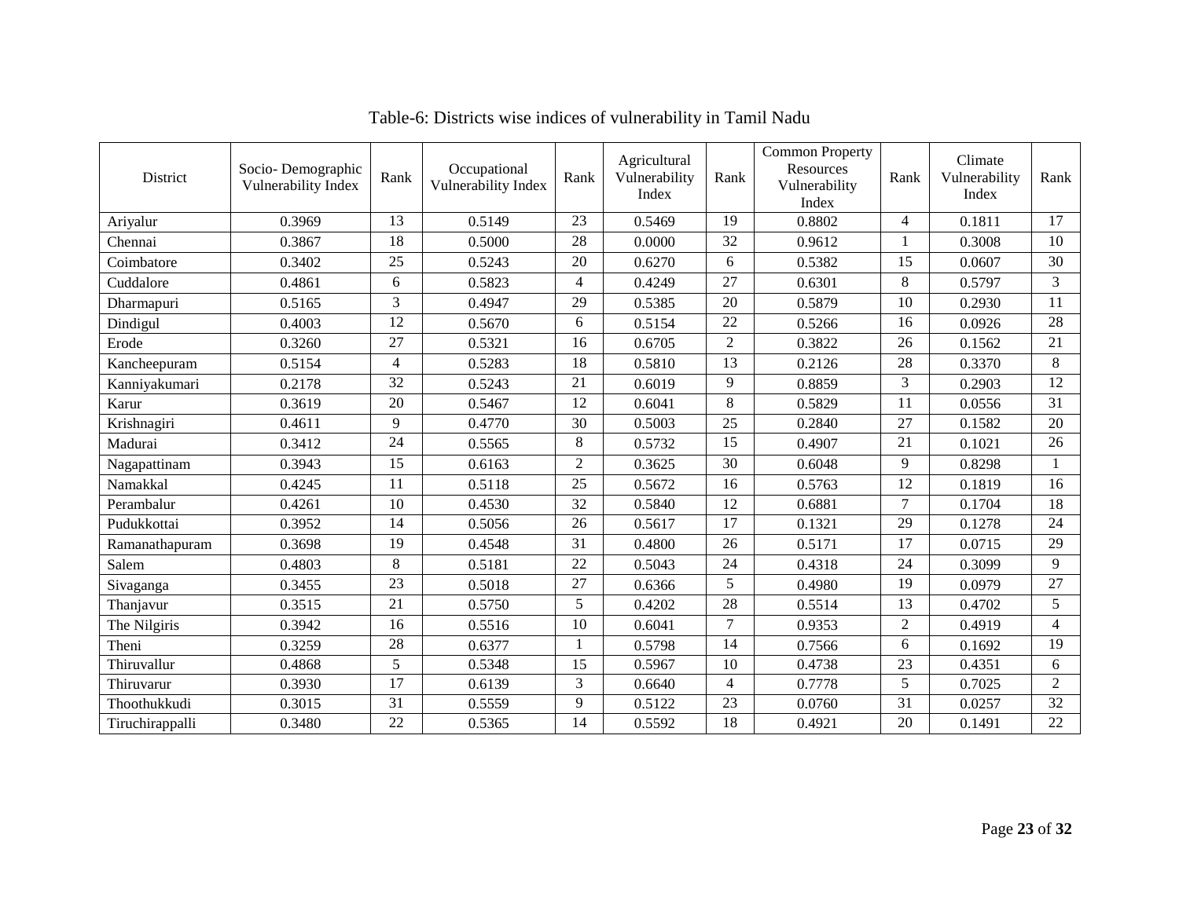Table-6: Districts wise indices of vulnerability in Tamil Nadu

| District | Socio- Demographic Vulnerability Index | Rank | Occupational Vulnerability Index | Rank | Agricultural Vulnerability Index | Rank | Common Property Resources Vulnerability Index | Rank | Climate Vulnerability Index | Rank |
|---|---|---|---|---|---|---|---|---|---|---|
| Ariyalur | 0.3969 | 13 | 0.5149 | 23 | 0.5469 | 19 | 0.8802 | 4 | 0.1811 | 17 |
| Chennai | 0.3867 | 18 | 0.5000 | 28 | 0.0000 | 32 | 0.9612 | 1 | 0.3008 | 10 |
| Coimbatore | 0.3402 | 25 | 0.5243 | 20 | 0.6270 | 6 | 0.5382 | 15 | 0.0607 | 30 |
| Cuddalore | 0.4861 | 6 | 0.5823 | 4 | 0.4249 | 27 | 0.6301 | 8 | 0.5797 | 3 |
| Dharmapuri | 0.5165 | 3 | 0.4947 | 29 | 0.5385 | 20 | 0.5879 | 10 | 0.2930 | 11 |
| Dindigul | 0.4003 | 12 | 0.5670 | 6 | 0.5154 | 22 | 0.5266 | 16 | 0.0926 | 28 |
| Erode | 0.3260 | 27 | 0.5321 | 16 | 0.6705 | 2 | 0.3822 | 26 | 0.1562 | 21 |
| Kancheepuram | 0.5154 | 4 | 0.5283 | 18 | 0.5810 | 13 | 0.2126 | 28 | 0.3370 | 8 |
| Kanniyakumari | 0.2178 | 32 | 0.5243 | 21 | 0.6019 | 9 | 0.8859 | 3 | 0.2903 | 12 |
| Karur | 0.3619 | 20 | 0.5467 | 12 | 0.6041 | 8 | 0.5829 | 11 | 0.0556 | 31 |
| Krishnagiri | 0.4611 | 9 | 0.4770 | 30 | 0.5003 | 25 | 0.2840 | 27 | 0.1582 | 20 |
| Madurai | 0.3412 | 24 | 0.5565 | 8 | 0.5732 | 15 | 0.4907 | 21 | 0.1021 | 26 |
| Nagapattinam | 0.3943 | 15 | 0.6163 | 2 | 0.3625 | 30 | 0.6048 | 9 | 0.8298 | 1 |
| Namakkal | 0.4245 | 11 | 0.5118 | 25 | 0.5672 | 16 | 0.5763 | 12 | 0.1819 | 16 |
| Perambalur | 0.4261 | 10 | 0.4530 | 32 | 0.5840 | 12 | 0.6881 | 7 | 0.1704 | 18 |
| Pudukkottai | 0.3952 | 14 | 0.5056 | 26 | 0.5617 | 17 | 0.1321 | 29 | 0.1278 | 24 |
| Ramanathapuram | 0.3698 | 19 | 0.4548 | 31 | 0.4800 | 26 | 0.5171 | 17 | 0.0715 | 29 |
| Salem | 0.4803 | 8 | 0.5181 | 22 | 0.5043 | 24 | 0.4318 | 24 | 0.3099 | 9 |
| Sivaganga | 0.3455 | 23 | 0.5018 | 27 | 0.6366 | 5 | 0.4980 | 19 | 0.0979 | 27 |
| Thanjavur | 0.3515 | 21 | 0.5750 | 5 | 0.4202 | 28 | 0.5514 | 13 | 0.4702 | 5 |
| The Nilgiris | 0.3942 | 16 | 0.5516 | 10 | 0.6041 | 7 | 0.9353 | 2 | 0.4919 | 4 |
| Theni | 0.3259 | 28 | 0.6377 | 1 | 0.5798 | 14 | 0.7566 | 6 | 0.1692 | 19 |
| Thiruvallur | 0.4868 | 5 | 0.5348 | 15 | 0.5967 | 10 | 0.4738 | 23 | 0.4351 | 6 |
| Thiruvarur | 0.3930 | 17 | 0.6139 | 3 | 0.6640 | 4 | 0.7778 | 5 | 0.7025 | 2 |
| Thoothukkudi | 0.3015 | 31 | 0.5559 | 9 | 0.5122 | 23 | 0.0760 | 31 | 0.0257 | 32 |
| Tiruchirappalli | 0.3480 | 22 | 0.5365 | 14 | 0.5592 | 18 | 0.4921 | 20 | 0.1491 | 22 |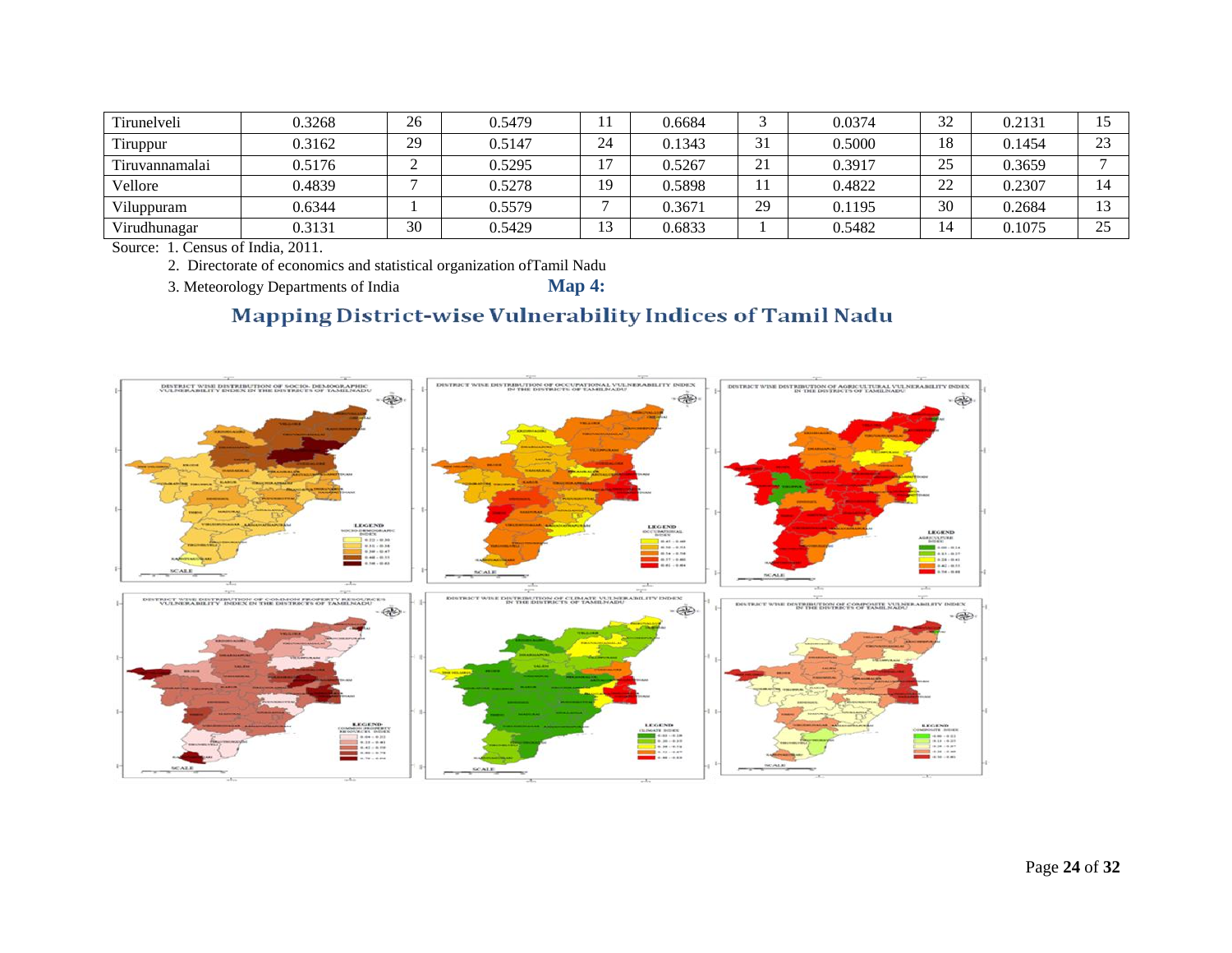| Tirunelveli | 0.3268 | 26 | 0.5479 | 11 | 0.6684 | 3 | 0.0374 | 32 | 0.2131 | 15 |
|---|---|---|---|---|---|---|---|---|---|---|
| Tiruppur | 0.3162 | 29 | 0.5147 | 24 | 0.1343 | 31 | 0.5000 | 18 | 0.1454 | 23 |
| Tiruvannamalai | 0.5176 | 2 | 0.5295 | 17 | 0.5267 | 21 | 0.3917 | 25 | 0.3659 | 7 |
| Vellore | 0.4839 | 7 | 0.5278 | 19 | 0.5898 | 11 | 0.4822 | 22 | 0.2307 | 14 |
| Viluppuram | 0.6344 | 1 | 0.5579 | 7 | 0.3671 | 29 | 0.1195 | 30 | 0.2684 | 13 |
| Virudhunagar | 0.3131 | 30 | 0.5429 | 13 | 0.6833 | 1 | 0.5482 | 14 | 0.1075 | 25 |

Source: 1. Census of India, 2011.

2. Directorate of economics and statistical organization ofTamil Nadu

3. Meteorology Departments of India

**Map 4:**

## Mapping District-wise Vulnerability Indices of Tamil Nadu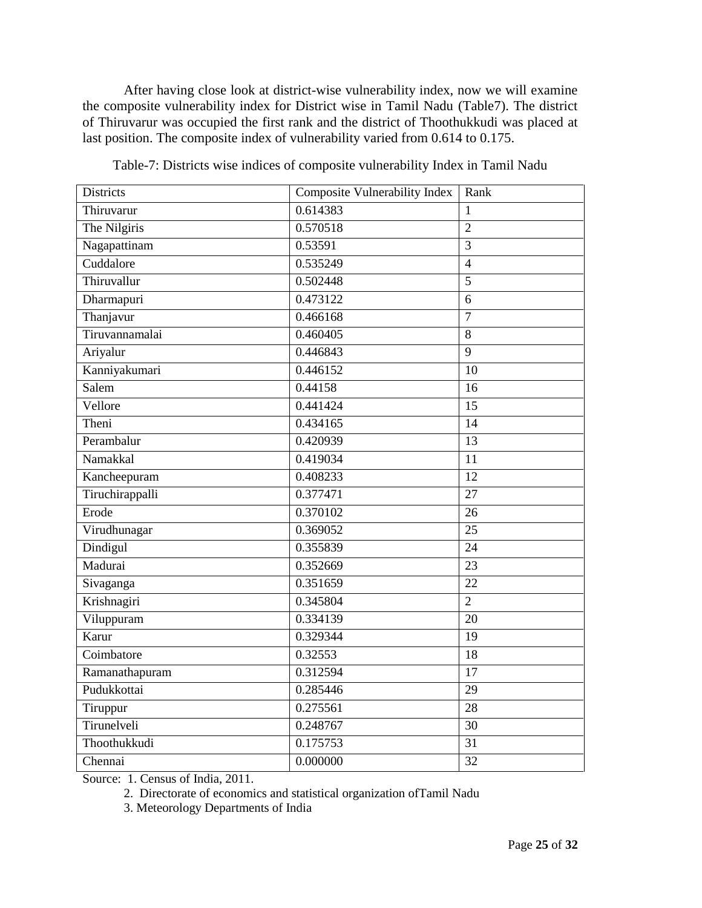After having close look at district-wise vulnerability index, now we will examine the composite vulnerability index for District wise in Tamil Nadu (Table7). The district of Thiruvarur was occupied the first rank and the district of Thoothukkudi was placed at last position. The composite index of vulnerability varied from 0.614 to 0.175.

Table-7: Districts wise indices of composite vulnerability Index in Tamil Nadu

| Districts | Composite Vulnerability Index | Rank |
|---|---|---|
| Thiruvarur | 0.614383 | 1 |
| The Nilgiris | 0.570518 | 2 |
| Nagapattinam | 0.53591 | 3 |
| Cuddalore | 0.535249 | 4 |
| Thiruvallur | 0.502448 | 5 |
| Dharmapuri | 0.473122 | 6 |
| Thanjavur | 0.466168 | 7 |
| Tiruvannamalai | 0.460405 | 8 |
| Ariyalur | 0.446843 | 9 |
| Kanniyakumari | 0.446152 | 10 |
| Salem | 0.44158 | 16 |
| Vellore | 0.441424 | 15 |
| Theni | 0.434165 | 14 |
| Perambalur | 0.420939 | 13 |
| Namakkal | 0.419034 | 11 |
| Kancheepuram | 0.408233 | 12 |
| Tiruchirappalli | 0.377471 | 27 |
| Erode | 0.370102 | 26 |
| Virudhunagar | 0.369052 | 25 |
| Dindigul | 0.355839 | 24 |
| Madurai | 0.352669 | 23 |
| Sivaganga | 0.351659 | 22 |
| Krishnagiri | 0.345804 | 2 |
| Viluppuram | 0.334139 | 20 |
| Karur | 0.329344 | 19 |
| Coimbatore | 0.32553 | 18 |
| Ramanathapuram | 0.312594 | 17 |
| Pudukkottai | 0.285446 | 29 |
| Tiruppur | 0.275561 | 28 |
| Tirunelveli | 0.248767 | 30 |
| Thoothukkudi | 0.175753 | 31 |
| Chennai | 0.000000 | 32 |

Source: 1. Census of India, 2011.

2. Directorate of economics and statistical organization ofTamil Nadu

3. Meteorology Departments of India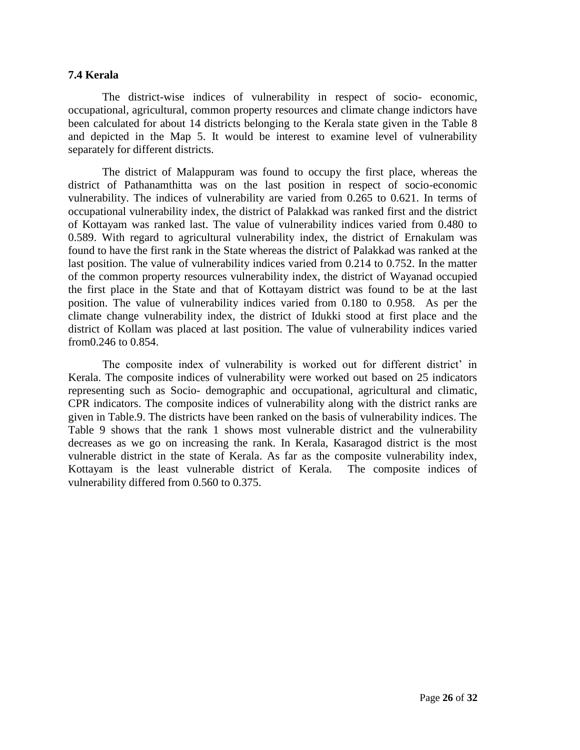### 7.4 Kerala

The district-wise indices of vulnerability in respect of socio- economic, occupational, agricultural, common property resources and climate change indictors have been calculated for about 14 districts belonging to the Kerala state given in the Table 8 and depicted in the Map 5. It would be interest to examine level of vulnerability separately for different districts.

The district of Malappuram was found to occupy the first place, whereas the district of Pathanamthitta was on the last position in respect of socio-economic vulnerability. The indices of vulnerability are varied from 0.265 to 0.621. In terms of occupational vulnerability index, the district of Palakkad was ranked first and the district of Kottayam was ranked last. The value of vulnerability indices varied from 0.480 to 0.589. With regard to agricultural vulnerability index, the district of Ernakulam was found to have the first rank in the State whereas the district of Palakkad was ranked at the last position. The value of vulnerability indices varied from 0.214 to 0.752. In the matter of the common property resources vulnerability index, the district of Wayanad occupied the first place in the State and that of Kottayam district was found to be at the last position. The value of vulnerability indices varied from 0.180 to 0.958. As per the climate change vulnerability index, the district of Idukki stood at first place and the district of Kollam was placed at last position. The value of vulnerability indices varied from0.246 to 0.854.

The composite index of vulnerability is worked out for different district' in Kerala. The composite indices of vulnerability were worked out based on 25 indicators representing such as Socio- demographic and occupational, agricultural and climatic, CPR indicators. The composite indices of vulnerability along with the district ranks are given in Table.9. The districts have been ranked on the basis of vulnerability indices. The Table 9 shows that the rank 1 shows most vulnerable district and the vulnerability decreases as we go on increasing the rank. In Kerala, Kasaragod district is the most vulnerable district in the state of Kerala. As far as the composite vulnerability index, Kottayam is the least vulnerable district of Kerala. The composite indices of vulnerability differed from 0.560 to 0.375.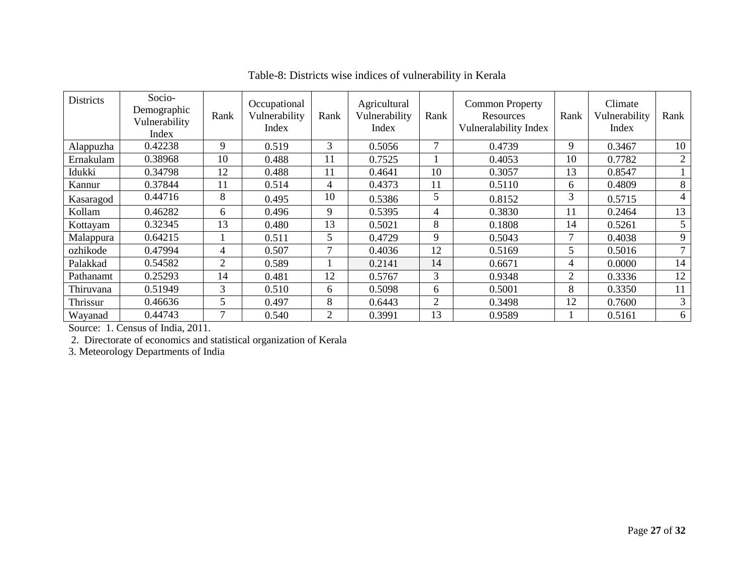Table-8: Districts wise indices of vulnerability in Kerala

| Districts | Socio-Demographic Vulnerability Index | Rank | Occupational Vulnerability Index | Rank | Agricultural Vulnerability Index | Rank | Common Property Resources Vulneralability Index | Rank | Climate Vulnerability Index | Rank |
|---|---|---|---|---|---|---|---|---|---|---|
| Alappuzha | 0.42238 | 9 | 0.519 | 3 | 0.5056 | 7 | 0.4739 | 9 | 0.3467 | 10 |
| Ernakulam | 0.38968 | 10 | 0.488 | 11 | 0.7525 | 1 | 0.4053 | 10 | 0.7782 | 2 |
| Idukki | 0.34798 | 12 | 0.488 | 11 | 0.4641 | 10 | 0.3057 | 13 | 0.8547 | 1 |
| Kannur | 0.37844 | 11 | 0.514 | 4 | 0.4373 | 11 | 0.5110 | 6 | 0.4809 | 8 |
| Kasaragod | 0.44716 | 8 | 0.495 | 10 | 0.5386 | 5 | 0.8152 | 3 | 0.5715 | 4 |
| Kollam | 0.46282 | 6 | 0.496 | 9 | 0.5395 | 4 | 0.3830 | 11 | 0.2464 | 13 |
| Kottayam | 0.32345 | 13 | 0.480 | 13 | 0.5021 | 8 | 0.1808 | 14 | 0.5261 | 5 |
| Malappura | 0.64215 | 1 | 0.511 | 5 | 0.4729 | 9 | 0.5043 | 7 | 0.4038 | 9 |
| ozhikode | 0.47994 | 4 | 0.507 | 7 | 0.4036 | 12 | 0.5169 | 5 | 0.5016 | 7 |
| Palakkad | 0.54582 | 2 | 0.589 | 1 | 0.2141 | 14 | 0.6671 | 4 | 0.0000 | 14 |
| Pathanamt | 0.25293 | 14 | 0.481 | 12 | 0.5767 | 3 | 0.9348 | 2 | 0.3336 | 12 |
| Thiruvana | 0.51949 | 3 | 0.510 | 6 | 0.5098 | 6 | 0.5001 | 8 | 0.3350 | 11 |
| Thrissur | 0.46636 | 5 | 0.497 | 8 | 0.6443 | 2 | 0.3498 | 12 | 0.7600 | 3 |
| Wayanad | 0.44743 | 7 | 0.540 | 2 | 0.3991 | 13 | 0.9589 | 1 | 0.5161 | 6 |

Source: 1. Census of India, 2011.

2. Directorate of economics and statistical organization of Kerala

3. Meteorology Departments of India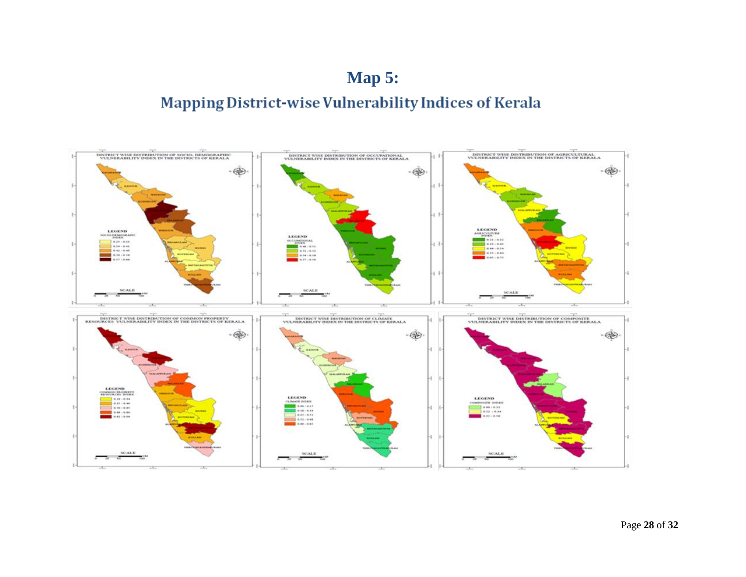# Map 5:

## Mapping District-wise Vulnerability Indices of Kerala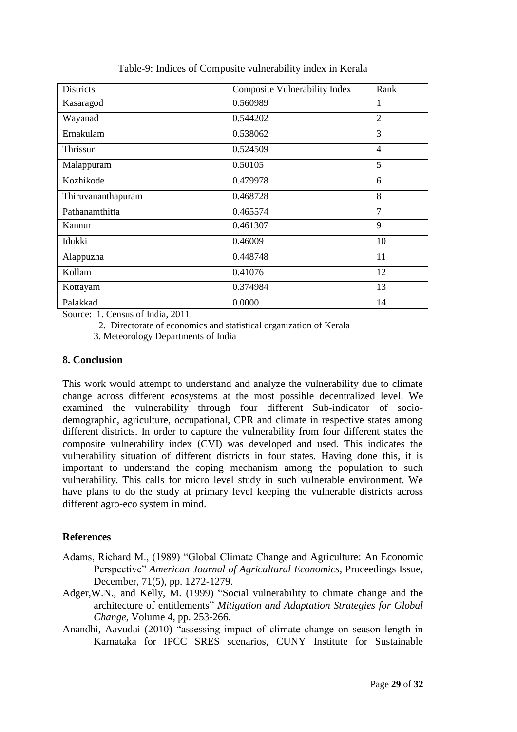Table-9: Indices of Composite vulnerability index in Kerala

| Districts | Composite Vulnerability Index | Rank |
|---|---|---|
| Kasaragod | 0.560989 | 1 |
| Wayanad | 0.544202 | 2 |
| Ernakulam | 0.538062 | 3 |
| Thrissur | 0.524509 | 4 |
| Malappuram | 0.50105 | 5 |
| Kozhikode | 0.479978 | 6 |
| Thiruvananthapuram | 0.468728 | 8 |
| Pathanamthitta | 0.465574 | 7 |
| Kannur | 0.461307 | 9 |
| Idukki | 0.46009 | 10 |
| Alappuzha | 0.448748 | 11 |
| Kollam | 0.41076 | 12 |
| Kottayam | 0.374984 | 13 |
| Palakkad | 0.0000 | 14 |

Source: 1. Census of India, 2011.

2. Directorate of economics and statistical organization of Kerala

3. Meteorology Departments of India

## 8. Conclusion

This work would attempt to understand and analyze the vulnerability due to climate change across different ecosystems at the most possible decentralized level. We examined the vulnerability through four different Sub-indicator of socio-demographic, agriculture, occupational, CPR and climate in respective states among different districts. In order to capture the vulnerability from four different states the composite vulnerability index (CVI) was developed and used. This indicates the vulnerability situation of different districts in four states. Having done this, it is important to understand the coping mechanism among the population to such vulnerability. This calls for micro level study in such vulnerable environment. We have plans to do the study at primary level keeping the vulnerable districts across different agro-eco system in mind.

## References

Adams, Richard M., (1989) "Global Climate Change and Agriculture: An Economic Perspective" *American Journal of Agricultural Economics*, Proceedings Issue, December, 71(5), pp. 1272-1279.

Adger,W.N., and Kelly, M. (1999) "Social vulnerability to climate change and the architecture of entitlements" *Mitigation and Adaptation Strategies for Global Change*, Volume 4, pp. 253-266.

Anandhi, Aavudai (2010) "assessing impact of climate change on season length in Karnataka for IPCC SRES scenarios, CUNY Institute for Sustainable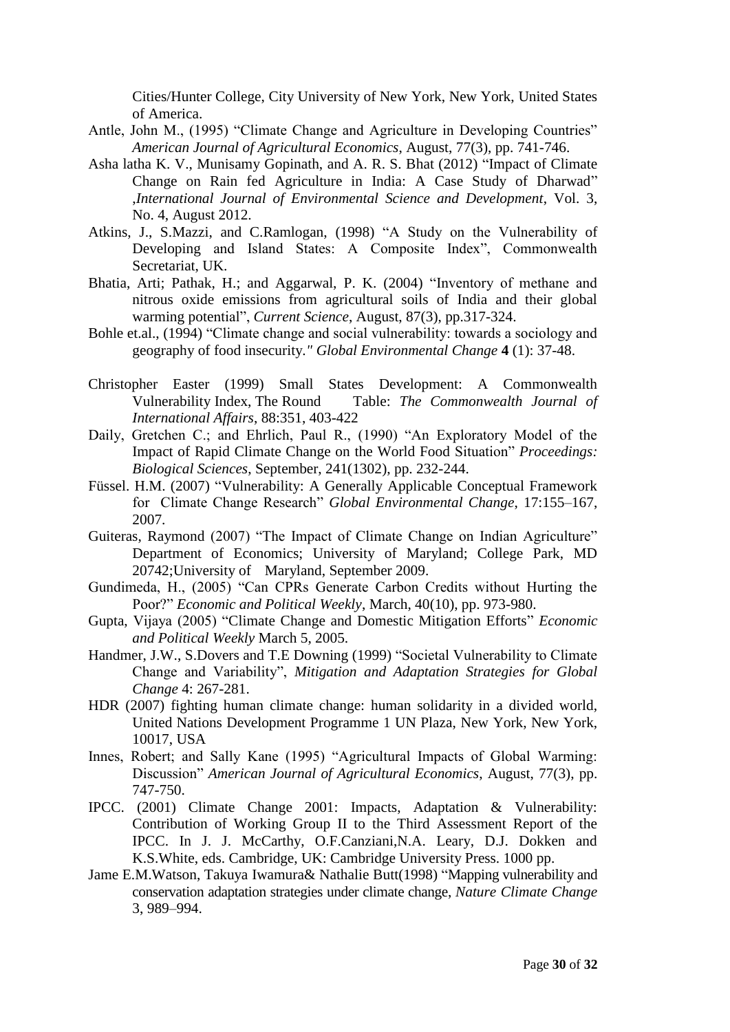Cities/Hunter College, City University of New York, New York, United States of America.

Antle, John M., (1995) "Climate Change and Agriculture in Developing Countries" *American Journal of Agricultural Economics*, August, 77(3), pp. 741-746.

Asha latha K. V., Munisamy Gopinath, and A. R. S. Bhat (2012) "Impact of Climate Change on Rain fed Agriculture in India: A Case Study of Dharwad" ,*International Journal of Environmental Science and Development*, Vol. 3, No. 4, August 2012.

Atkins, J., S.Mazzi, and C.Ramlogan, (1998) "A Study on the Vulnerability of Developing and Island States: A Composite Index", Commonwealth Secretariat, UK.

Bhatia, Arti; Pathak, H.; and Aggarwal, P. K. (2004) "Inventory of methane and nitrous oxide emissions from agricultural soils of India and their global warming potential", *Current Science*, August, 87(3), pp.317-324.

Bohle et.al., (1994) "Climate change and social vulnerability: towards a sociology and geography of food insecurity." *Global Environmental Change* **4** (1): 37-48.

Christopher Easter (1999) Small States Development: A Commonwealth Vulnerability Index, The Round Table: *The Commonwealth Journal of International Affairs*, 88:351, 403-422

Daily, Gretchen C.; and Ehrlich, Paul R., (1990) "An Exploratory Model of the Impact of Rapid Climate Change on the World Food Situation" *Proceedings: Biological Sciences*, September, 241(1302), pp. 232-244.

Füssel. H.M. (2007) "Vulnerability: A Generally Applicable Conceptual Framework for Climate Change Research" *Global Environmental Change*, 17:155–167, 2007.

Guiteras, Raymond (2007) "The Impact of Climate Change on Indian Agriculture" Department of Economics; University of Maryland; College Park, MD 20742;University of Maryland, September 2009.

Gundimeda, H., (2005) "Can CPRs Generate Carbon Credits without Hurting the Poor?" *Economic and Political Weekly*, March, 40(10), pp. 973-980.

Gupta, Vijaya (2005) "Climate Change and Domestic Mitigation Efforts" *Economic and Political Weekly* March 5, 2005.

Handmer, J.W., S.Dovers and T.E Downing (1999) "Societal Vulnerability to Climate Change and Variability", *Mitigation and Adaptation Strategies for Global Change* 4: 267-281.

HDR (2007) fighting human climate change: human solidarity in a divided world, United Nations Development Programme 1 UN Plaza, New York, New York, 10017, USA

Innes, Robert; and Sally Kane (1995) "Agricultural Impacts of Global Warming: Discussion" *American Journal of Agricultural Economics*, August, 77(3), pp. 747-750.

IPCC. (2001) Climate Change 2001: Impacts, Adaptation & Vulnerability: Contribution of Working Group II to the Third Assessment Report of the IPCC. In J. J. McCarthy, O.F.Canziani,N.A. Leary, D.J. Dokken and K.S.White, eds. Cambridge, UK: Cambridge University Press. 1000 pp.

Jame E.M.Watson, Takuya Iwamura& Nathalie Butt(1998) "Mapping vulnerability and conservation adaptation strategies under climate change, *Nature Climate Change* 3, 989–994.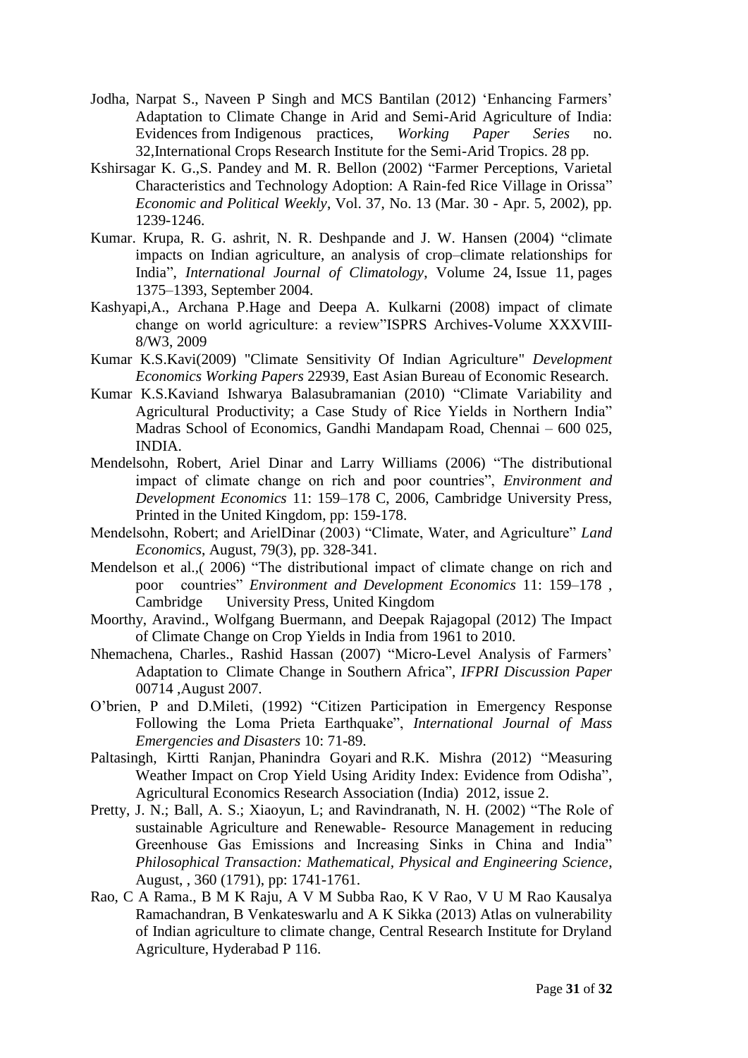Jodha, Narpat S., Naveen P Singh and MCS Bantilan (2012) 'Enhancing Farmers' Adaptation to Climate Change in Arid and Semi-Arid Agriculture of India: Evidences from Indigenous practices, *Working Paper Series* no. 32,International Crops Research Institute for the Semi-Arid Tropics. 28 pp.

Kshirsagar K. G.,S. Pandey and M. R. Bellon (2002) "Farmer Perceptions, Varietal Characteristics and Technology Adoption: A Rain-fed Rice Village in Orissa" *Economic and Political Weekly*, Vol. 37, No. 13 (Mar. 30 - Apr. 5, 2002), pp. 1239-1246.

Kumar. Krupa, R. G. ashrit, N. R. Deshpande and J. W. Hansen (2004) "climate impacts on Indian agriculture, an analysis of crop–climate relationships for India", *International Journal of Climatology*, Volume 24, Issue 11, pages 1375–1393, September 2004.

Kashyapi,A., Archana P.Hage and Deepa A. Kulkarni (2008) impact of climate change on world agriculture: a review"ISPRS Archives-Volume XXXVIII-8/W3, 2009

Kumar K.S.Kavi(2009) "Climate Sensitivity Of Indian Agriculture" *Development Economics Working Papers* 22939, East Asian Bureau of Economic Research.

Kumar K.S.Kaviand Ishwarya Balasubramanian (2010) "Climate Variability and Agricultural Productivity; a Case Study of Rice Yields in Northern India" Madras School of Economics, Gandhi Mandapam Road, Chennai – 600 025, INDIA.

Mendelsohn, Robert, Ariel Dinar and Larry Williams (2006) "The distributional impact of climate change on rich and poor countries", *Environment and Development Economics* 11: 159–178 C, 2006, Cambridge University Press, Printed in the United Kingdom, pp: 159-178.

Mendelsohn, Robert; and ArielDinar (2003) "Climate, Water, and Agriculture" *Land Economics*, August, 79(3), pp. 328-341.

Mendelson et al.,( 2006) "The distributional impact of climate change on rich and poor countries" *Environment and Development Economics* 11: 159–178 , Cambridge University Press, United Kingdom

Moorthy, Aravind., Wolfgang Buermann, and Deepak Rajagopal (2012) The Impact of Climate Change on Crop Yields in India from 1961 to 2010.

Nhemachena, Charles., Rashid Hassan (2007) "Micro-Level Analysis of Farmers' Adaptation to Climate Change in Southern Africa", *IFPRI Discussion Paper* 00714 ,August 2007.

O'brien, P and D.Mileti, (1992) "Citizen Participation in Emergency Response Following the Loma Prieta Earthquake", *International Journal of Mass Emergencies and Disasters* 10: 71-89.

Paltasingh, Kirtti Ranjan, Phanindra Goyari and R.K. Mishra (2012) "Measuring Weather Impact on Crop Yield Using Aridity Index: Evidence from Odisha", Agricultural Economics Research Association (India) 2012, issue 2.

Pretty, J. N.; Ball, A. S.; Xiaoyun, L; and Ravindranath, N. H. (2002) "The Role of sustainable Agriculture and Renewable- Resource Management in reducing Greenhouse Gas Emissions and Increasing Sinks in China and India" *Philosophical Transaction: Mathematical, Physical and Engineering Science*, August, , 360 (1791), pp: 1741-1761.

Rao, C A Rama., B M K Raju, A V M Subba Rao, K V Rao, V U M Rao Kausalya Ramachandran, B Venkateswarlu and A K Sikka (2013) Atlas on vulnerability of Indian agriculture to climate change, Central Research Institute for Dryland Agriculture, Hyderabad P 116.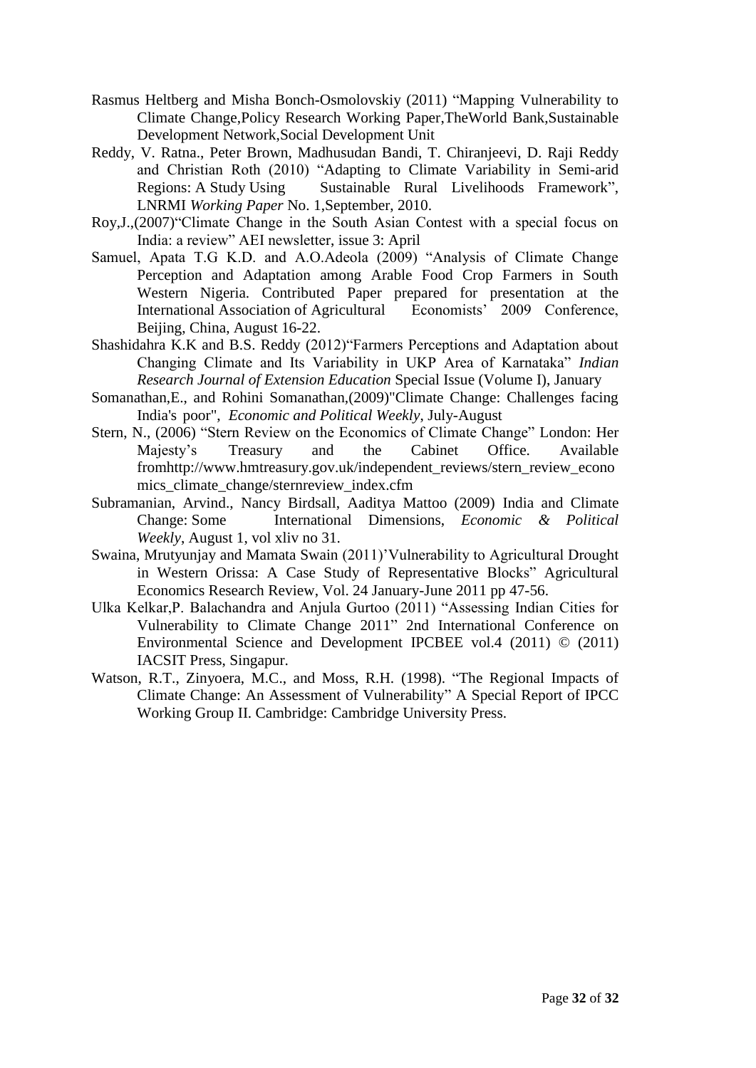Rasmus Heltberg and Misha Bonch-Osmolovskiy (2011) “Mapping Vulnerability to Climate Change,Policy Research Working Paper,TheWorld Bank,Sustainable Development Network,Social Development Unit

Reddy, V. Ratna., Peter Brown, Madhusudan Bandi, T. Chiranjeevi, D. Raji Reddy and Christian Roth (2010) “Adapting to Climate Variability in Semi-arid Regions: A Study Using Sustainable Rural Livelihoods Framework”, LNRMI *Working Paper* No. 1,September, 2010.

Roy,J.,(2007)“Climate Change in the South Asian Contest with a special focus on India: a review” AEI newsletter, issue 3: April

Samuel, Apata T.G K.D. and A.O.Adeola (2009) “Analysis of Climate Change Perception and Adaptation among Arable Food Crop Farmers in South Western Nigeria. Contributed Paper prepared for presentation at the International Association of Agricultural Economists’ 2009 Conference, Beijing, China, August 16-22.

Shashidahra K.K and B.S. Reddy (2012)“Farmers Perceptions and Adaptation about Changing Climate and Its Variability in UKP Area of Karnataka” *Indian Research Journal of Extension Education* Special Issue (Volume I), January

Somanathan,E., and Rohini Somanathan,(2009)"Climate Change: Challenges facing India's poor", *Economic and Political Weekly*, July-August

Stern, N., (2006) “Stern Review on the Economics of Climate Change” London: Her Majesty’s Treasury and the Cabinet Office. Available fromhttp://www.hmtreasury.gov.uk/independent_reviews/stern_review_economics_climate_change/sternreview_index.cfm

Subramanian, Arvind., Nancy Birdsall, Aaditya Mattoo (2009) India and Climate Change: Some International Dimensions, *Economic & Political Weekly*, August 1, vol xliv no 31.

Swaina, Mrutyunjay and Mamata Swain (2011)’Vulnerability to Agricultural Drought in Western Orissa: A Case Study of Representative Blocks” Agricultural Economics Research Review, Vol. 24 January-June 2011 pp 47-56.

Ulka Kelkar,P. Balachandra and Anjula Gurtoo (2011) “Assessing Indian Cities for Vulnerability to Climate Change 2011” 2nd International Conference on Environmental Science and Development IPCBEE vol.4 (2011) © (2011) IACSIT Press, Singapur.

Watson, R.T., Zinyoera, M.C., and Moss, R.H. (1998). “The Regional Impacts of Climate Change: An Assessment of Vulnerability” A Special Report of IPCC Working Group II. Cambridge: Cambridge University Press.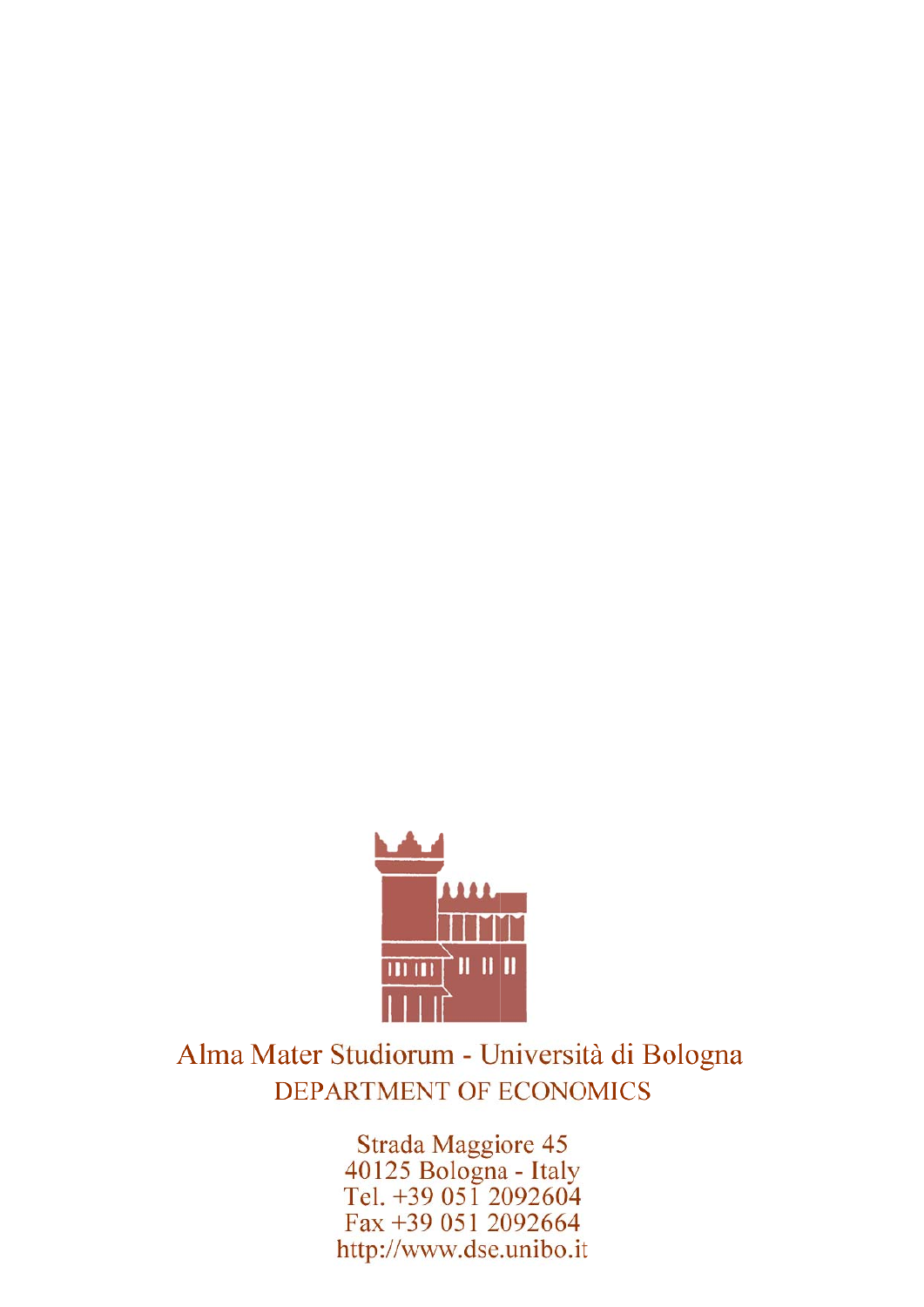Alma Mater Studiorum - Università di Bologna

DEPARTMENT OF ECONOMICS

Strada Maggiore 45
40125 Bologna - Italy
Tel. +39 051 2092604
Fax +39 051 2092664
http://www.dse.unibo.it